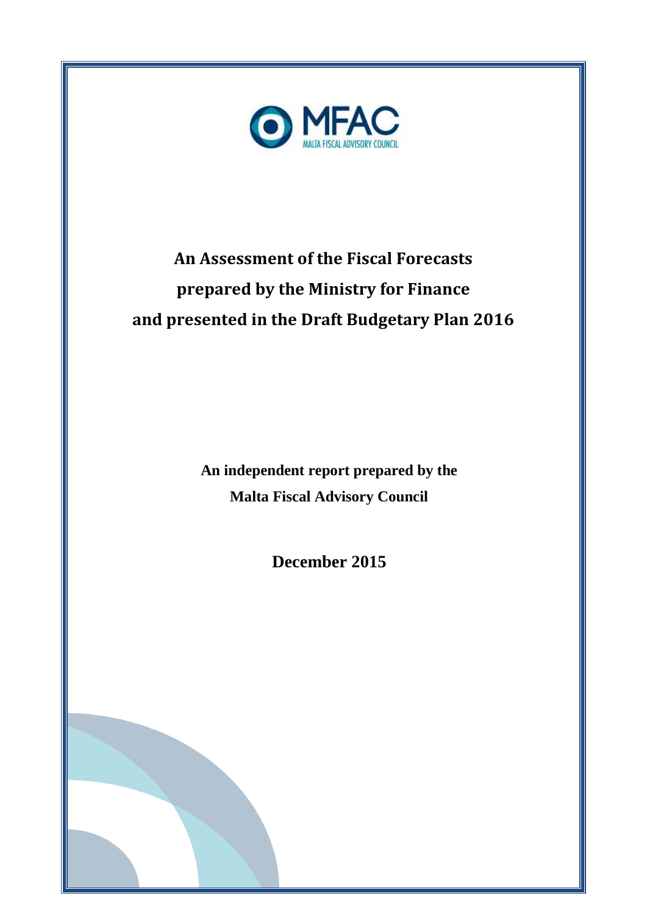MFAC

MALTA FISCAL ADVISORY COUNCIL

# An Assessment of the Fiscal Forecasts prepared by the Ministry for Finance and presented in the Draft Budgetary Plan 2016

**An independent report prepared by the Malta Fiscal Advisory Council**

**December 2015**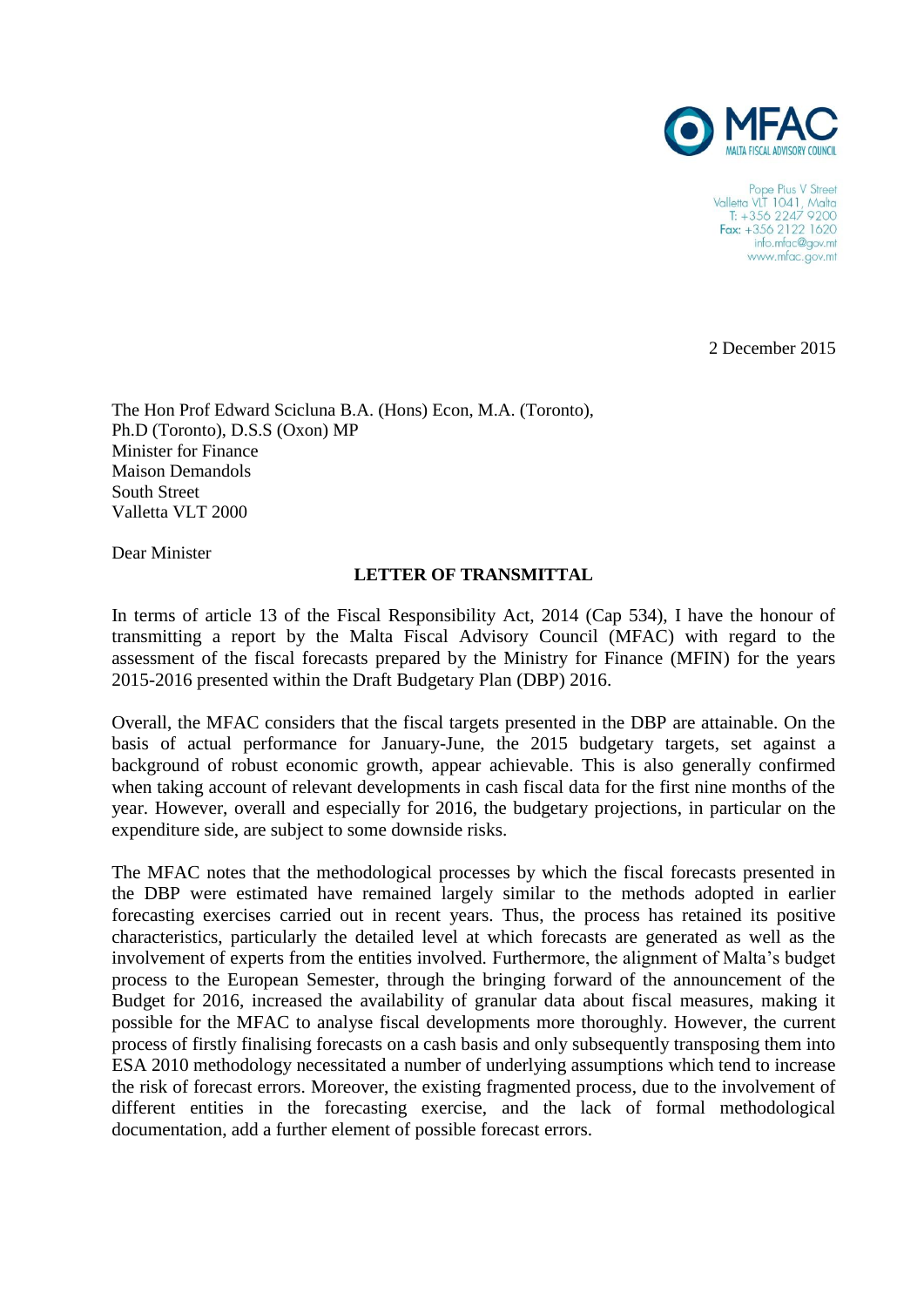MFAC
MALTA FISCAL ADVISORY COUNCIL

Pope Pius V Street
Valletta VLT 1041, Malta
T: +356 2247 9200
Fax: +356 2122 1620
info.mfac@gov.mt
www.mfac.gov.mt

2 December 2015

The Hon Prof Edward Scicluna B.A. (Hons) Econ, M.A. (Toronto), Ph.D (Toronto), D.S.S (Oxon) MP
Minister for Finance
Maison Demandols
South Street
Valletta VLT 2000

Dear Minister

**LETTER OF TRANSMITTAL**

In terms of article 13 of the Fiscal Responsibility Act, 2014 (Cap 534), I have the honour of transmitting a report by the Malta Fiscal Advisory Council (MFAC) with regard to the assessment of the fiscal forecasts prepared by the Ministry for Finance (MFIN) for the years 2015-2016 presented within the Draft Budgetary Plan (DBP) 2016.

Overall, the MFAC considers that the fiscal targets presented in the DBP are attainable. On the basis of actual performance for January-June, the 2015 budgetary targets, set against a background of robust economic growth, appear achievable. This is also generally confirmed when taking account of relevant developments in cash fiscal data for the first nine months of the year. However, overall and especially for 2016, the budgetary projections, in particular on the expenditure side, are subject to some downside risks.

The MFAC notes that the methodological processes by which the fiscal forecasts presented in the DBP were estimated have remained largely similar to the methods adopted in earlier forecasting exercises carried out in recent years. Thus, the process has retained its positive characteristics, particularly the detailed level at which forecasts are generated as well as the involvement of experts from the entities involved. Furthermore, the alignment of Malta's budget process to the European Semester, through the bringing forward of the announcement of the Budget for 2016, increased the availability of granular data about fiscal measures, making it possible for the MFAC to analyse fiscal developments more thoroughly. However, the current process of firstly finalising forecasts on a cash basis and only subsequently transposing them into ESA 2010 methodology necessitated a number of underlying assumptions which tend to increase the risk of forecast errors. Moreover, the existing fragmented process, due to the involvement of different entities in the forecasting exercise, and the lack of formal methodological documentation, add a further element of possible forecast errors.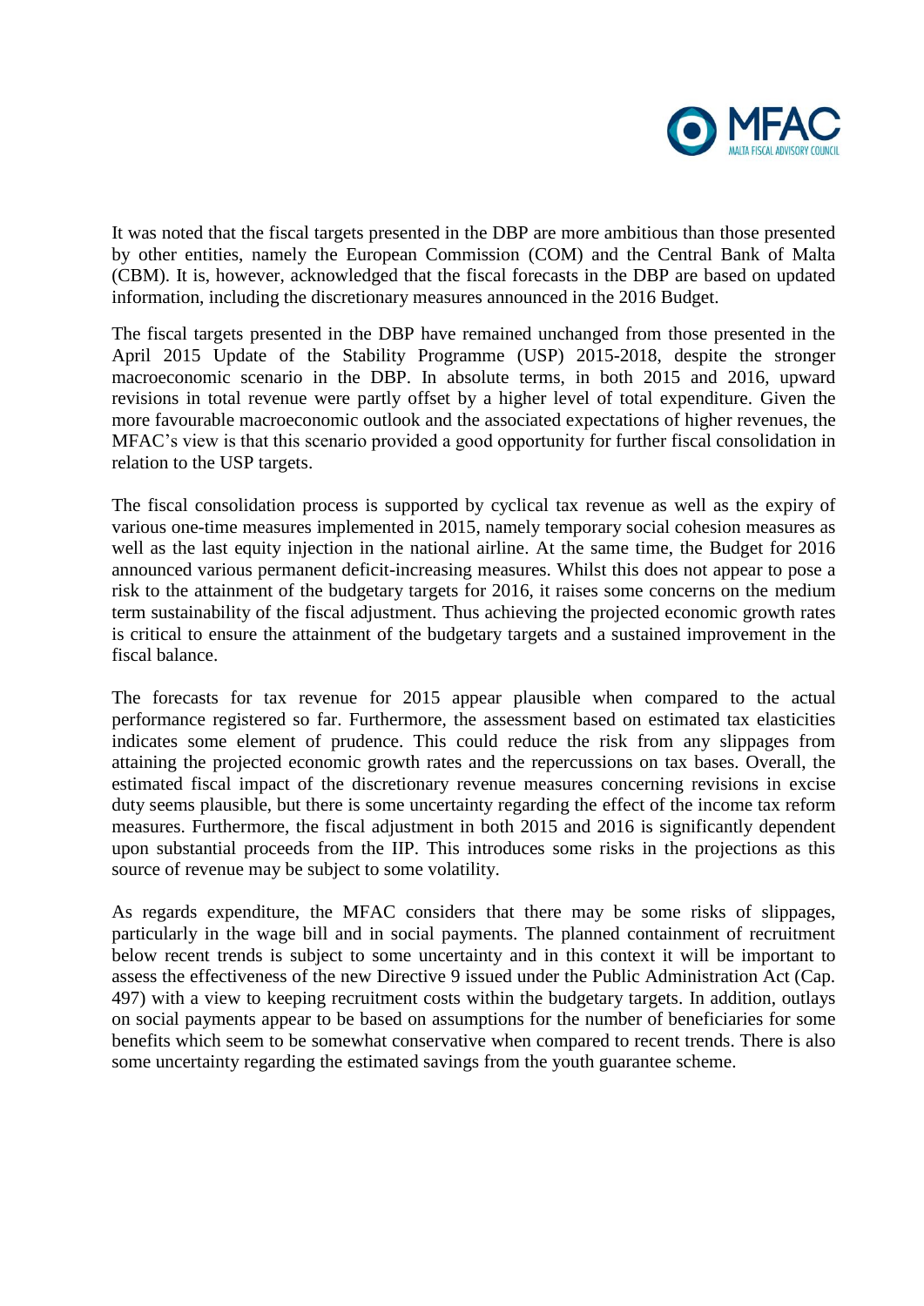It was noted that the fiscal targets presented in the DBP are more ambitious than those presented by other entities, namely the European Commission (COM) and the Central Bank of Malta (CBM). It is, however, acknowledged that the fiscal forecasts in the DBP are based on updated information, including the discretionary measures announced in the 2016 Budget.

The fiscal targets presented in the DBP have remained unchanged from those presented in the April 2015 Update of the Stability Programme (USP) 2015-2018, despite the stronger macroeconomic scenario in the DBP. In absolute terms, in both 2015 and 2016, upward revisions in total revenue were partly offset by a higher level of total expenditure. Given the more favourable macroeconomic outlook and the associated expectations of higher revenues, the MFAC's view is that this scenario provided a good opportunity for further fiscal consolidation in relation to the USP targets.

The fiscal consolidation process is supported by cyclical tax revenue as well as the expiry of various one-time measures implemented in 2015, namely temporary social cohesion measures as well as the last equity injection in the national airline. At the same time, the Budget for 2016 announced various permanent deficit-increasing measures. Whilst this does not appear to pose a risk to the attainment of the budgetary targets for 2016, it raises some concerns on the medium term sustainability of the fiscal adjustment. Thus achieving the projected economic growth rates is critical to ensure the attainment of the budgetary targets and a sustained improvement in the fiscal balance.

The forecasts for tax revenue for 2015 appear plausible when compared to the actual performance registered so far. Furthermore, the assessment based on estimated tax elasticities indicates some element of prudence. This could reduce the risk from any slippages from attaining the projected economic growth rates and the repercussions on tax bases. Overall, the estimated fiscal impact of the discretionary revenue measures concerning revisions in excise duty seems plausible, but there is some uncertainty regarding the effect of the income tax reform measures. Furthermore, the fiscal adjustment in both 2015 and 2016 is significantly dependent upon substantial proceeds from the IIP. This introduces some risks in the projections as this source of revenue may be subject to some volatility.

As regards expenditure, the MFAC considers that there may be some risks of slippages, particularly in the wage bill and in social payments. The planned containment of recruitment below recent trends is subject to some uncertainty and in this context it will be important to assess the effectiveness of the new Directive 9 issued under the Public Administration Act (Cap. 497) with a view to keeping recruitment costs within the budgetary targets. In addition, outlays on social payments appear to be based on assumptions for the number of beneficiaries for some benefits which seem to be somewhat conservative when compared to recent trends. There is also some uncertainty regarding the estimated savings from the youth guarantee scheme.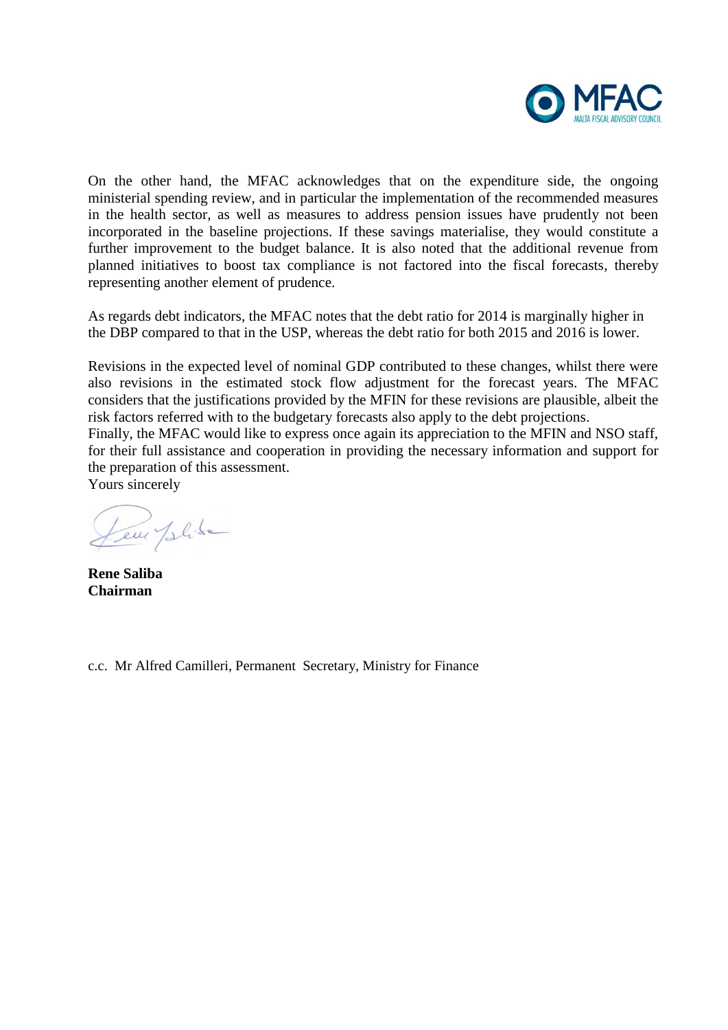On the other hand, the MFAC acknowledges that on the expenditure side, the ongoing ministerial spending review, and in particular the implementation of the recommended measures in the health sector, as well as measures to address pension issues have prudently not been incorporated in the baseline projections. If these savings materialise, they would constitute a further improvement to the budget balance. It is also noted that the additional revenue from planned initiatives to boost tax compliance is not factored into the fiscal forecasts, thereby representing another element of prudence.

As regards debt indicators, the MFAC notes that the debt ratio for 2014 is marginally higher in the DBP compared to that in the USP, whereas the debt ratio for both 2015 and 2016 is lower.

Revisions in the expected level of nominal GDP contributed to these changes, whilst there were also revisions in the estimated stock flow adjustment for the forecast years. The MFAC considers that the justifications provided by the MFIN for these revisions are plausible, albeit the risk factors referred with to the budgetary forecasts also apply to the debt projections.

Finally, the MFAC would like to express once again its appreciation to the MFIN and NSO staff, for their full assistance and cooperation in providing the necessary information and support for the preparation of this assessment.

Yours sincerely

**Rene Saliba**
**Chairman**

c.c. Mr Alfred Camilleri, Permanent Secretary, Ministry for Finance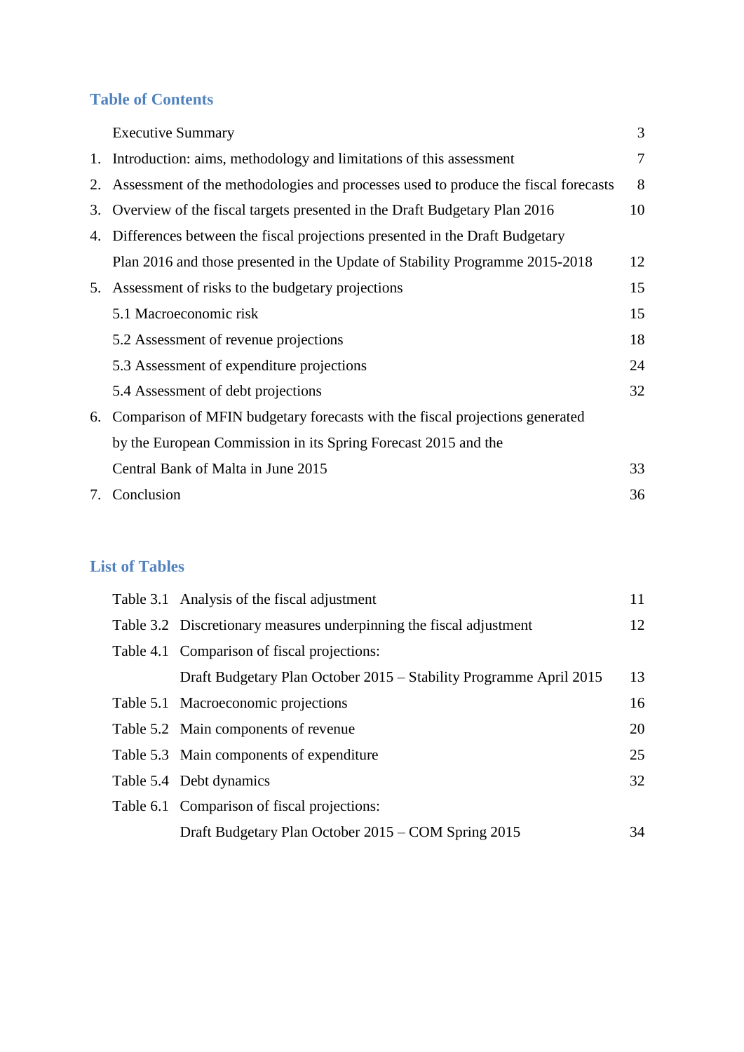## Table of Contents

| | | |
|---|---|---|
| | Executive Summary | 3 |
| 1. | Introduction: aims, methodology and limitations of this assessment | 7 |
| 2. | Assessment of the methodologies and processes used to produce the fiscal forecasts | 8 |
| 3. | Overview of the fiscal targets presented in the Draft Budgetary Plan 2016 | 10 |
| 4. | Differences between the fiscal projections presented in the Draft Budgetary Plan 2016 and those presented in the Update of Stability Programme 2015-2018 | 12 |
| 5. | Assessment of risks to the budgetary projections | 15 |
| | 5.1 Macroeconomic risk | 15 |
| | 5.2 Assessment of revenue projections | 18 |
| | 5.3 Assessment of expenditure projections | 24 |
| | 5.4 Assessment of debt projections | 32 |
| 6. | Comparison of MFIN budgetary forecasts with the fiscal projections generated by the European Commission in its Spring Forecast 2015 and the Central Bank of Malta in June 2015 | 33 |
| 7. | Conclusion | 36 |

## List of Tables

| | | |
|---|---|---|
| Table 3.1 | Analysis of the fiscal adjustment | 11 |
| Table 3.2 | Discretionary measures underpinning the fiscal adjustment | 12 |
| Table 4.1 | Comparison of fiscal projections: Draft Budgetary Plan October 2015 – Stability Programme April 2015 | 13 |
| Table 5.1 | Macroeconomic projections | 16 |
| Table 5.2 | Main components of revenue | 20 |
| Table 5.3 | Main components of expenditure | 25 |
| Table 5.4 | Debt dynamics | 32 |
| Table 6.1 | Comparison of fiscal projections: Draft Budgetary Plan October 2015 – COM Spring 2015 | 34 |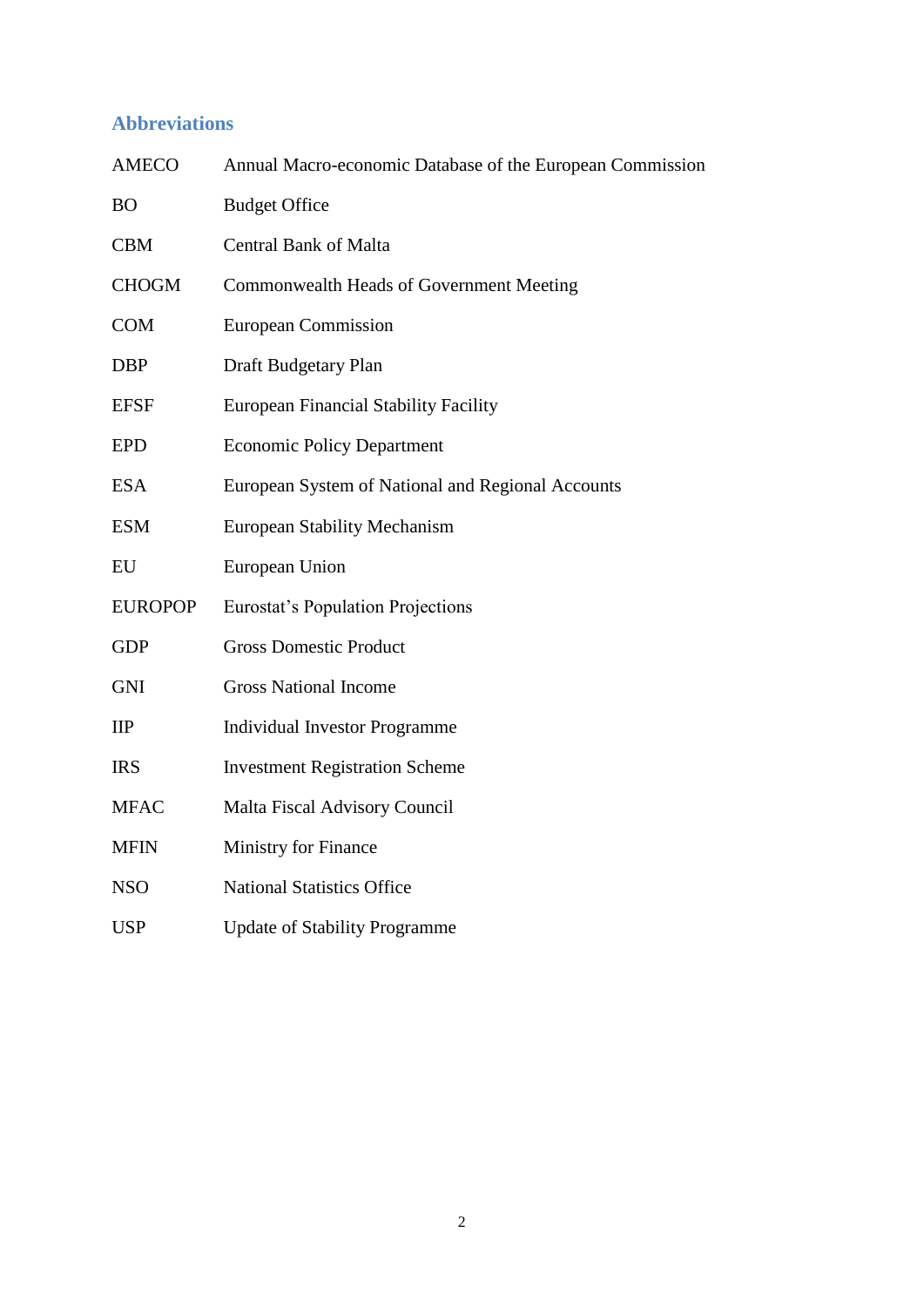## Abbreviations

| | |
|---|---|
| AMECO | Annual Macro-economic Database of the European Commission |
| BO | Budget Office |
| CBM | Central Bank of Malta |
| CHOGM | Commonwealth Heads of Government Meeting |
| COM | European Commission |
| DBP | Draft Budgetary Plan |
| EFSF | European Financial Stability Facility |
| EPD | Economic Policy Department |
| ESA | European System of National and Regional Accounts |
| ESM | European Stability Mechanism |
| EU | European Union |
| EUROPOP | Eurostat's Population Projections |
| GDP | Gross Domestic Product |
| GNI | Gross National Income |
| IIP | Individual Investor Programme |
| IRS | Investment Registration Scheme |
| MFAC | Malta Fiscal Advisory Council |
| MFIN | Ministry for Finance |
| NSO | National Statistics Office |
| USP | Update of Stability Programme |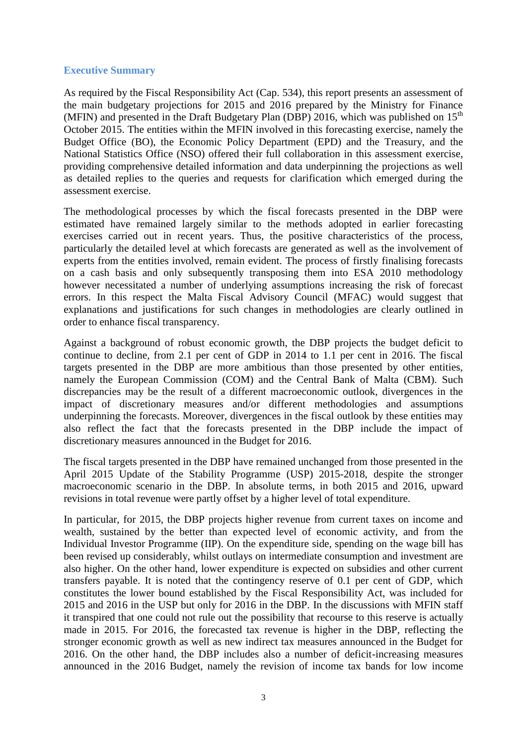## Executive Summary

As required by the Fiscal Responsibility Act (Cap. 534), this report presents an assessment of the main budgetary projections for 2015 and 2016 prepared by the Ministry for Finance (MFIN) and presented in the Draft Budgetary Plan (DBP) 2016, which was published on 15th October 2015. The entities within the MFIN involved in this forecasting exercise, namely the Budget Office (BO), the Economic Policy Department (EPD) and the Treasury, and the National Statistics Office (NSO) offered their full collaboration in this assessment exercise, providing comprehensive detailed information and data underpinning the projections as well as detailed replies to the queries and requests for clarification which emerged during the assessment exercise.

The methodological processes by which the fiscal forecasts presented in the DBP were estimated have remained largely similar to the methods adopted in earlier forecasting exercises carried out in recent years. Thus, the positive characteristics of the process, particularly the detailed level at which forecasts are generated as well as the involvement of experts from the entities involved, remain evident. The process of firstly finalising forecasts on a cash basis and only subsequently transposing them into ESA 2010 methodology however necessitated a number of underlying assumptions increasing the risk of forecast errors. In this respect the Malta Fiscal Advisory Council (MFAC) would suggest that explanations and justifications for such changes in methodologies are clearly outlined in order to enhance fiscal transparency.

Against a background of robust economic growth, the DBP projects the budget deficit to continue to decline, from 2.1 per cent of GDP in 2014 to 1.1 per cent in 2016. The fiscal targets presented in the DBP are more ambitious than those presented by other entities, namely the European Commission (COM) and the Central Bank of Malta (CBM). Such discrepancies may be the result of a different macroeconomic outlook, divergences in the impact of discretionary measures and/or different methodologies and assumptions underpinning the forecasts. Moreover, divergences in the fiscal outlook by these entities may also reflect the fact that the forecasts presented in the DBP include the impact of discretionary measures announced in the Budget for 2016.

The fiscal targets presented in the DBP have remained unchanged from those presented in the April 2015 Update of the Stability Programme (USP) 2015-2018, despite the stronger macroeconomic scenario in the DBP. In absolute terms, in both 2015 and 2016, upward revisions in total revenue were partly offset by a higher level of total expenditure.

In particular, for 2015, the DBP projects higher revenue from current taxes on income and wealth, sustained by the better than expected level of economic activity, and from the Individual Investor Programme (IIP). On the expenditure side, spending on the wage bill has been revised up considerably, whilst outlays on intermediate consumption and investment are also higher. On the other hand, lower expenditure is expected on subsidies and other current transfers payable. It is noted that the contingency reserve of 0.1 per cent of GDP, which constitutes the lower bound established by the Fiscal Responsibility Act, was included for 2015 and 2016 in the USP but only for 2016 in the DBP. In the discussions with MFIN staff it transpired that one could not rule out the possibility that recourse to this reserve is actually made in 2015. For 2016, the forecasted tax revenue is higher in the DBP, reflecting the stronger economic growth as well as new indirect tax measures announced in the Budget for 2016. On the other hand, the DBP includes also a number of deficit-increasing measures announced in the 2016 Budget, namely the revision of income tax bands for low income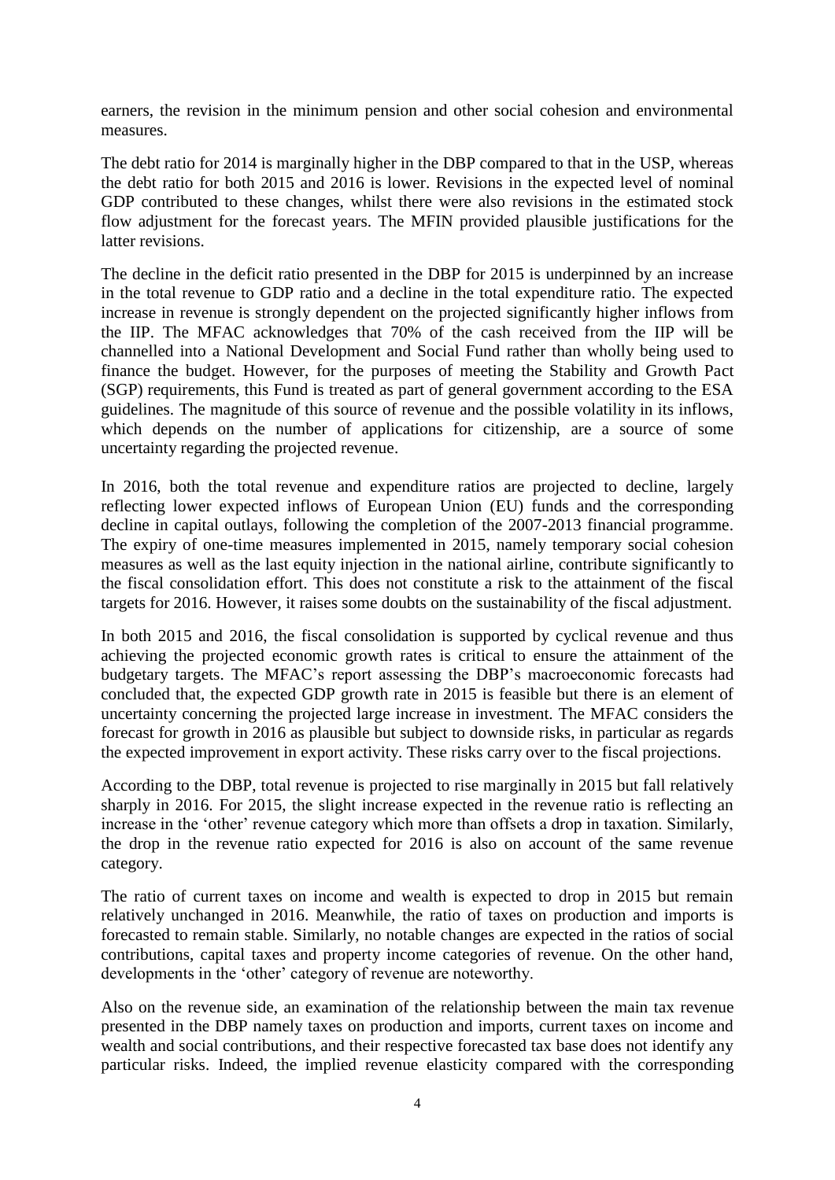earners, the revision in the minimum pension and other social cohesion and environmental measures.

The debt ratio for 2014 is marginally higher in the DBP compared to that in the USP, whereas the debt ratio for both 2015 and 2016 is lower. Revisions in the expected level of nominal GDP contributed to these changes, whilst there were also revisions in the estimated stock flow adjustment for the forecast years. The MFIN provided plausible justifications for the latter revisions.

The decline in the deficit ratio presented in the DBP for 2015 is underpinned by an increase in the total revenue to GDP ratio and a decline in the total expenditure ratio. The expected increase in revenue is strongly dependent on the projected significantly higher inflows from the IIP. The MFAC acknowledges that 70% of the cash received from the IIP will be channelled into a National Development and Social Fund rather than wholly being used to finance the budget. However, for the purposes of meeting the Stability and Growth Pact (SGP) requirements, this Fund is treated as part of general government according to the ESA guidelines. The magnitude of this source of revenue and the possible volatility in its inflows, which depends on the number of applications for citizenship, are a source of some uncertainty regarding the projected revenue.

In 2016, both the total revenue and expenditure ratios are projected to decline, largely reflecting lower expected inflows of European Union (EU) funds and the corresponding decline in capital outlays, following the completion of the 2007-2013 financial programme. The expiry of one-time measures implemented in 2015, namely temporary social cohesion measures as well as the last equity injection in the national airline, contribute significantly to the fiscal consolidation effort. This does not constitute a risk to the attainment of the fiscal targets for 2016. However, it raises some doubts on the sustainability of the fiscal adjustment.

In both 2015 and 2016, the fiscal consolidation is supported by cyclical revenue and thus achieving the projected economic growth rates is critical to ensure the attainment of the budgetary targets. The MFAC's report assessing the DBP's macroeconomic forecasts had concluded that, the expected GDP growth rate in 2015 is feasible but there is an element of uncertainty concerning the projected large increase in investment. The MFAC considers the forecast for growth in 2016 as plausible but subject to downside risks, in particular as regards the expected improvement in export activity. These risks carry over to the fiscal projections.

According to the DBP, total revenue is projected to rise marginally in 2015 but fall relatively sharply in 2016. For 2015, the slight increase expected in the revenue ratio is reflecting an increase in the 'other' revenue category which more than offsets a drop in taxation. Similarly, the drop in the revenue ratio expected for 2016 is also on account of the same revenue category.

The ratio of current taxes on income and wealth is expected to drop in 2015 but remain relatively unchanged in 2016. Meanwhile, the ratio of taxes on production and imports is forecasted to remain stable. Similarly, no notable changes are expected in the ratios of social contributions, capital taxes and property income categories of revenue. On the other hand, developments in the 'other' category of revenue are noteworthy.

Also on the revenue side, an examination of the relationship between the main tax revenue presented in the DBP namely taxes on production and imports, current taxes on income and wealth and social contributions, and their respective forecasted tax base does not identify any particular risks. Indeed, the implied revenue elasticity compared with the corresponding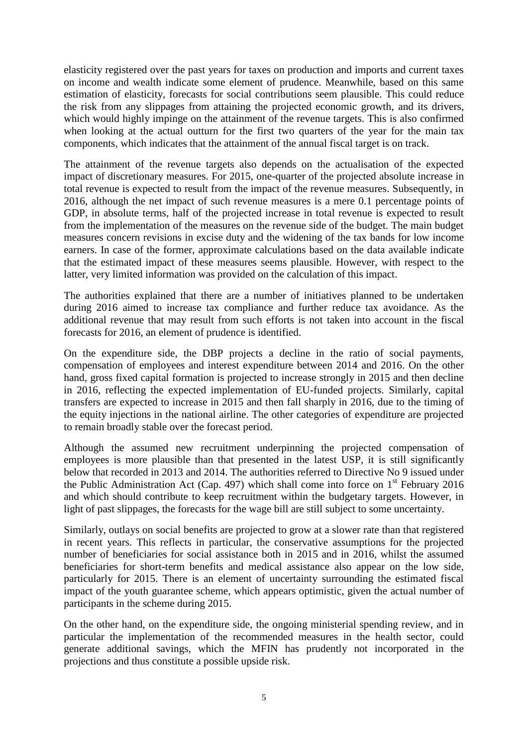elasticity registered over the past years for taxes on production and imports and current taxes on income and wealth indicate some element of prudence. Meanwhile, based on this same estimation of elasticity, forecasts for social contributions seem plausible. This could reduce the risk from any slippages from attaining the projected economic growth, and its drivers, which would highly impinge on the attainment of the revenue targets. This is also confirmed when looking at the actual outturn for the first two quarters of the year for the main tax components, which indicates that the attainment of the annual fiscal target is on track.

The attainment of the revenue targets also depends on the actualisation of the expected impact of discretionary measures. For 2015, one-quarter of the projected absolute increase in total revenue is expected to result from the impact of the revenue measures. Subsequently, in 2016, although the net impact of such revenue measures is a mere 0.1 percentage points of GDP, in absolute terms, half of the projected increase in total revenue is expected to result from the implementation of the measures on the revenue side of the budget. The main budget measures concern revisions in excise duty and the widening of the tax bands for low income earners. In case of the former, approximate calculations based on the data available indicate that the estimated impact of these measures seems plausible. However, with respect to the latter, very limited information was provided on the calculation of this impact.

The authorities explained that there are a number of initiatives planned to be undertaken during 2016 aimed to increase tax compliance and further reduce tax avoidance. As the additional revenue that may result from such efforts is not taken into account in the fiscal forecasts for 2016, an element of prudence is identified.

On the expenditure side, the DBP projects a decline in the ratio of social payments, compensation of employees and interest expenditure between 2014 and 2016. On the other hand, gross fixed capital formation is projected to increase strongly in 2015 and then decline in 2016, reflecting the expected implementation of EU-funded projects. Similarly, capital transfers are expected to increase in 2015 and then fall sharply in 2016, due to the timing of the equity injections in the national airline. The other categories of expenditure are projected to remain broadly stable over the forecast period.

Although the assumed new recruitment underpinning the projected compensation of employees is more plausible than that presented in the latest USP, it is still significantly below that recorded in 2013 and 2014. The authorities referred to Directive No 9 issued under the Public Administration Act (Cap. 497) which shall come into force on 1st February 2016 and which should contribute to keep recruitment within the budgetary targets. However, in light of past slippages, the forecasts for the wage bill are still subject to some uncertainty.

Similarly, outlays on social benefits are projected to grow at a slower rate than that registered in recent years. This reflects in particular, the conservative assumptions for the projected number of beneficiaries for social assistance both in 2015 and in 2016, whilst the assumed beneficiaries for short-term benefits and medical assistance also appear on the low side, particularly for 2015. There is an element of uncertainty surrounding the estimated fiscal impact of the youth guarantee scheme, which appears optimistic, given the actual number of participants in the scheme during 2015.

On the other hand, on the expenditure side, the ongoing ministerial spending review, and in particular the implementation of the recommended measures in the health sector, could generate additional savings, which the MFIN has prudently not incorporated in the projections and thus constitute a possible upside risk.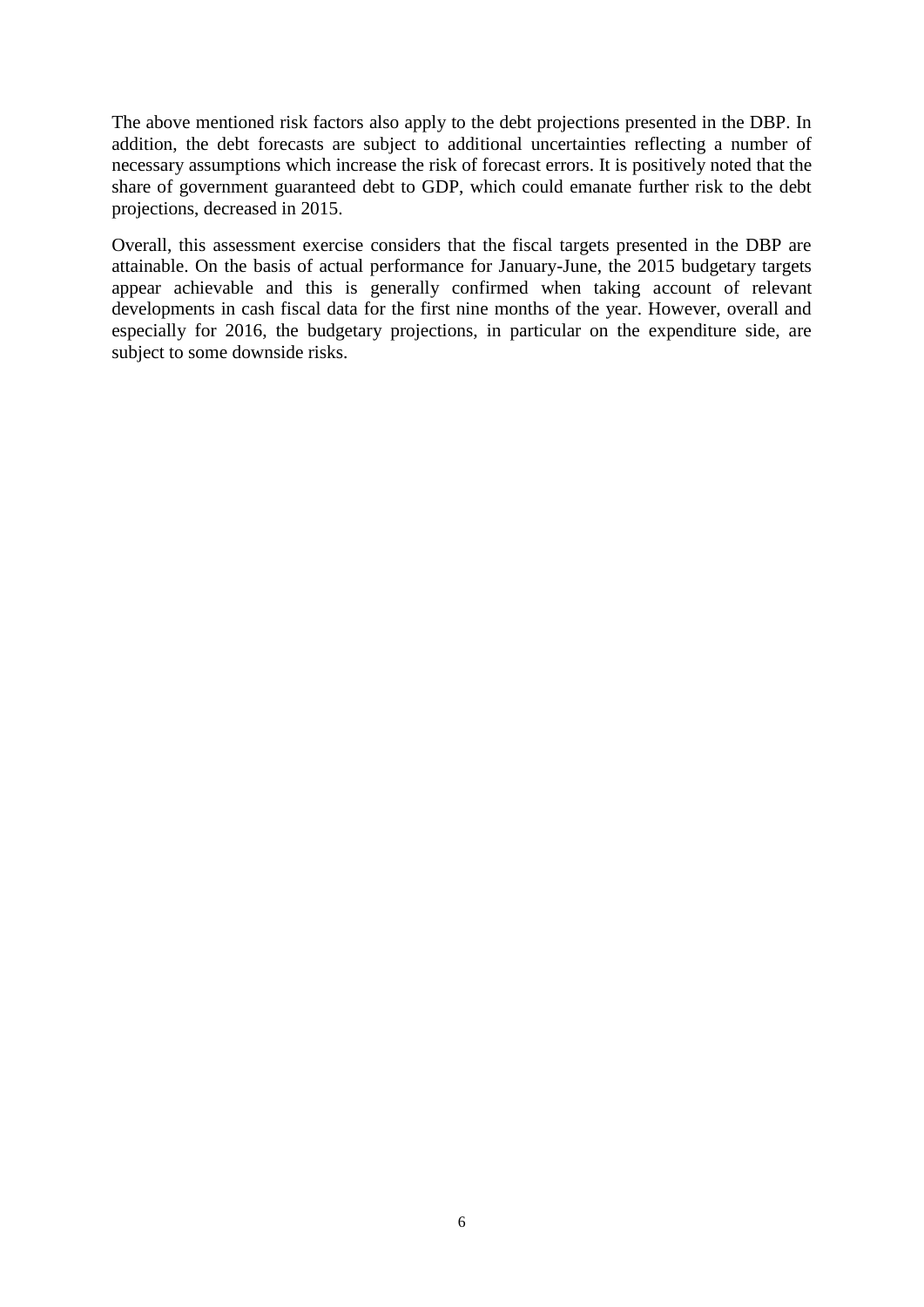The above mentioned risk factors also apply to the debt projections presented in the DBP. In addition, the debt forecasts are subject to additional uncertainties reflecting a number of necessary assumptions which increase the risk of forecast errors. It is positively noted that the share of government guaranteed debt to GDP, which could emanate further risk to the debt projections, decreased in 2015.

Overall, this assessment exercise considers that the fiscal targets presented in the DBP are attainable. On the basis of actual performance for January-June, the 2015 budgetary targets appear achievable and this is generally confirmed when taking account of relevant developments in cash fiscal data for the first nine months of the year. However, overall and especially for 2016, the budgetary projections, in particular on the expenditure side, are subject to some downside risks.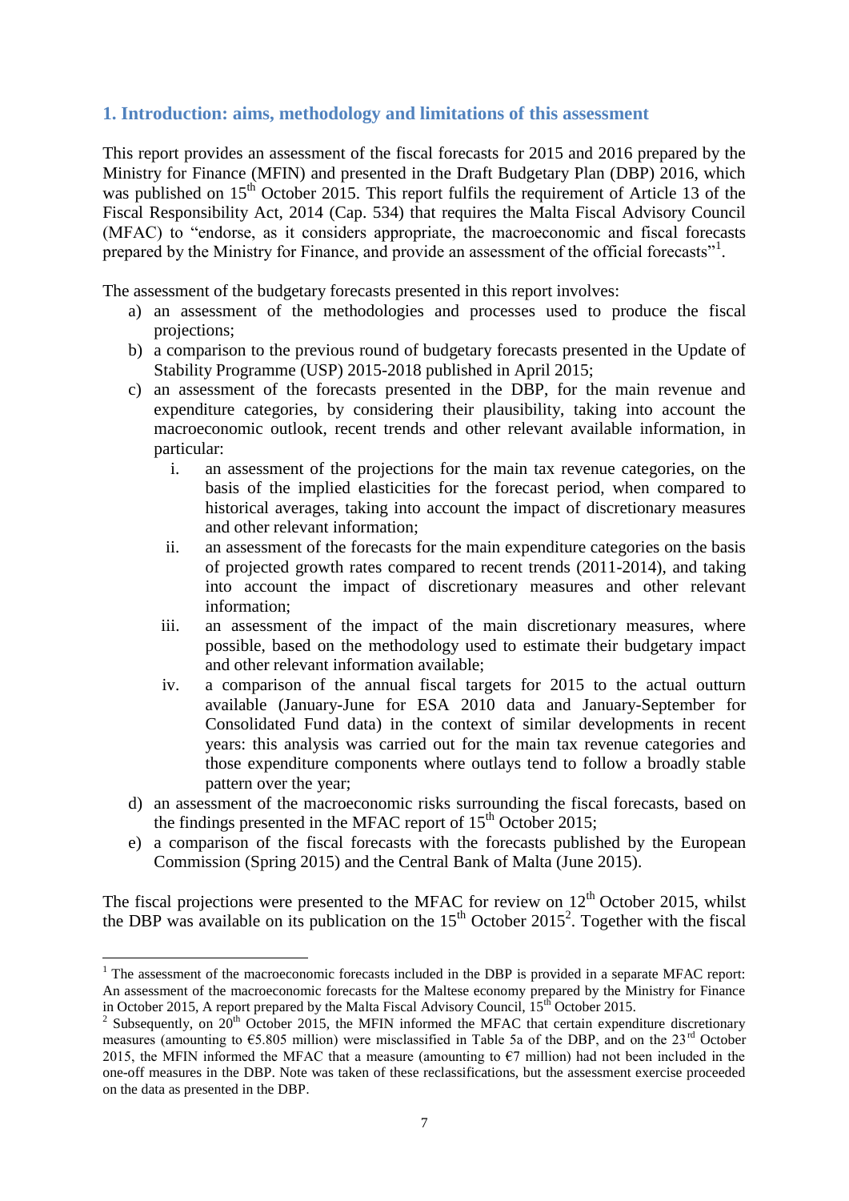## 1. Introduction: aims, methodology and limitations of this assessment

This report provides an assessment of the fiscal forecasts for 2015 and 2016 prepared by the Ministry for Finance (MFIN) and presented in the Draft Budgetary Plan (DBP) 2016, which was published on 15th October 2015. This report fulfils the requirement of Article 13 of the Fiscal Responsibility Act, 2014 (Cap. 534) that requires the Malta Fiscal Advisory Council (MFAC) to "endorse, as it considers appropriate, the macroeconomic and fiscal forecasts prepared by the Ministry for Finance, and provide an assessment of the official forecasts"[1].

The assessment of the budgetary forecasts presented in this report involves:

a) an assessment of the methodologies and processes used to produce the fiscal projections;
b) a comparison to the previous round of budgetary forecasts presented in the Update of Stability Programme (USP) 2015-2018 published in April 2015;
c) an assessment of the forecasts presented in the DBP, for the main revenue and expenditure categories, by considering their plausibility, taking into account the macroeconomic outlook, recent trends and other relevant available information, in particular:
   i. an assessment of the projections for the main tax revenue categories, on the basis of the implied elasticities for the forecast period, when compared to historical averages, taking into account the impact of discretionary measures and other relevant information;
   ii. an assessment of the forecasts for the main expenditure categories on the basis of projected growth rates compared to recent trends (2011-2014), and taking into account the impact of discretionary measures and other relevant information;
   iii. an assessment of the impact of the main discretionary measures, where possible, based on the methodology used to estimate their budgetary impact and other relevant information available;
   iv. a comparison of the annual fiscal targets for 2015 to the actual outturn available (January-June for ESA 2010 data and January-September for Consolidated Fund data) in the context of similar developments in recent years: this analysis was carried out for the main tax revenue categories and those expenditure components where outlays tend to follow a broadly stable pattern over the year;
d) an assessment of the macroeconomic risks surrounding the fiscal forecasts, based on the findings presented in the MFAC report of 15th October 2015;
e) a comparison of the fiscal forecasts with the forecasts published by the European Commission (Spring 2015) and the Central Bank of Malta (June 2015).

The fiscal projections were presented to the MFAC for review on 12th October 2015, whilst the DBP was available on its publication on the 15th October 2015[2]. Together with the fiscal

---

[1] The assessment of the macroeconomic forecasts included in the DBP is provided in a separate MFAC report: An assessment of the macroeconomic forecasts for the Maltese economy prepared by the Ministry for Finance in October 2015, A report prepared by the Malta Fiscal Advisory Council, 15th October 2015.

[2] Subsequently, on 20th October 2015, the MFIN informed the MFAC that certain expenditure discretionary measures (amounting to €5.805 million) were misclassified in Table 5a of the DBP, and on the 23rd October 2015, the MFIN informed the MFAC that a measure (amounting to €7 million) had not been included in the one-off measures in the DBP. Note was taken of these reclassifications, but the assessment exercise proceeded on the data as presented in the DBP.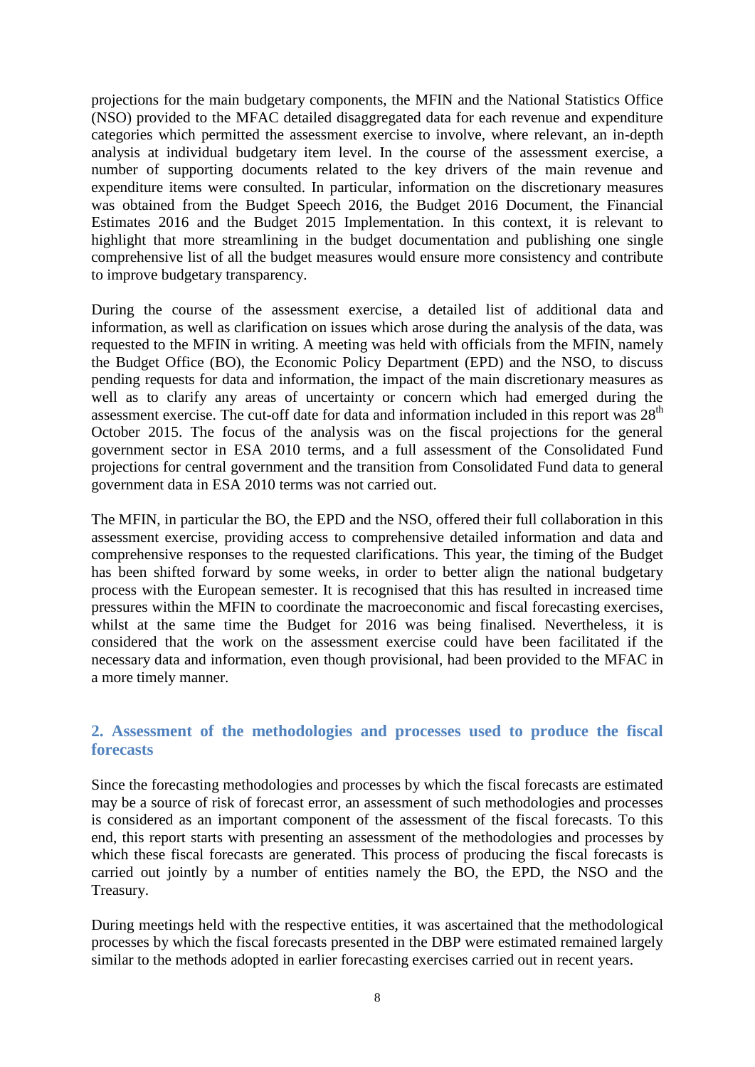projections for the main budgetary components, the MFIN and the National Statistics Office (NSO) provided to the MFAC detailed disaggregated data for each revenue and expenditure categories which permitted the assessment exercise to involve, where relevant, an in-depth analysis at individual budgetary item level. In the course of the assessment exercise, a number of supporting documents related to the key drivers of the main revenue and expenditure items were consulted. In particular, information on the discretionary measures was obtained from the Budget Speech 2016, the Budget 2016 Document, the Financial Estimates 2016 and the Budget 2015 Implementation. In this context, it is relevant to highlight that more streamlining in the budget documentation and publishing one single comprehensive list of all the budget measures would ensure more consistency and contribute to improve budgetary transparency.

During the course of the assessment exercise, a detailed list of additional data and information, as well as clarification on issues which arose during the analysis of the data, was requested to the MFIN in writing. A meeting was held with officials from the MFIN, namely the Budget Office (BO), the Economic Policy Department (EPD) and the NSO, to discuss pending requests for data and information, the impact of the main discretionary measures as well as to clarify any areas of uncertainty or concern which had emerged during the assessment exercise. The cut-off date for data and information included in this report was 28th October 2015. The focus of the analysis was on the fiscal projections for the general government sector in ESA 2010 terms, and a full assessment of the Consolidated Fund projections for central government and the transition from Consolidated Fund data to general government data in ESA 2010 terms was not carried out.

The MFIN, in particular the BO, the EPD and the NSO, offered their full collaboration in this assessment exercise, providing access to comprehensive detailed information and data and comprehensive responses to the requested clarifications. This year, the timing of the Budget has been shifted forward by some weeks, in order to better align the national budgetary process with the European semester. It is recognised that this has resulted in increased time pressures within the MFIN to coordinate the macroeconomic and fiscal forecasting exercises, whilst at the same time the Budget for 2016 was being finalised. Nevertheless, it is considered that the work on the assessment exercise could have been facilitated if the necessary data and information, even though provisional, had been provided to the MFAC in a more timely manner.

## 2. Assessment of the methodologies and processes used to produce the fiscal forecasts

Since the forecasting methodologies and processes by which the fiscal forecasts are estimated may be a source of risk of forecast error, an assessment of such methodologies and processes is considered as an important component of the assessment of the fiscal forecasts. To this end, this report starts with presenting an assessment of the methodologies and processes by which these fiscal forecasts are generated. This process of producing the fiscal forecasts is carried out jointly by a number of entities namely the BO, the EPD, the NSO and the Treasury.

During meetings held with the respective entities, it was ascertained that the methodological processes by which the fiscal forecasts presented in the DBP were estimated remained largely similar to the methods adopted in earlier forecasting exercises carried out in recent years.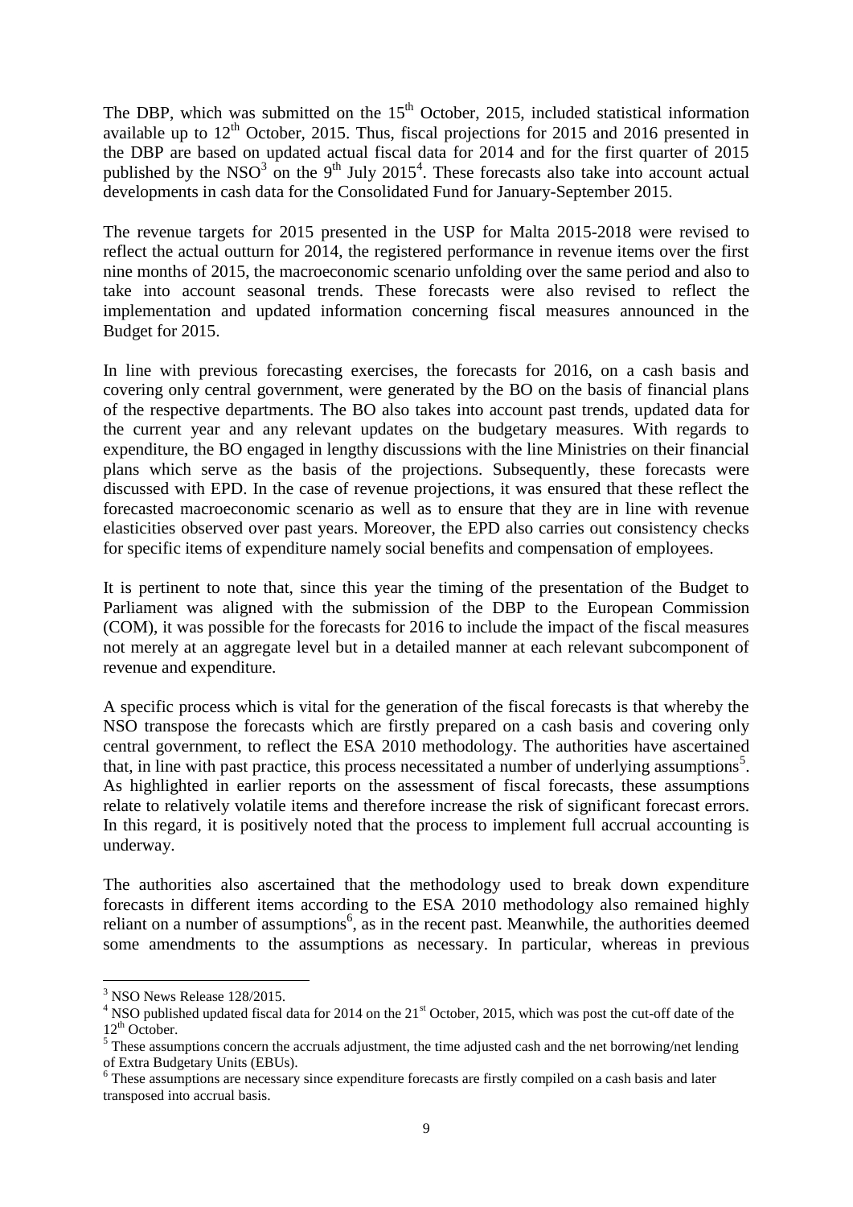The DBP, which was submitted on the 15th October, 2015, included statistical information available up to 12th October, 2015. Thus, fiscal projections for 2015 and 2016 presented in the DBP are based on updated actual fiscal data for 2014 and for the first quarter of 2015 published by the NSO[3] on the 9th July 2015[4]. These forecasts also take into account actual developments in cash data for the Consolidated Fund for January-September 2015.

The revenue targets for 2015 presented in the USP for Malta 2015-2018 were revised to reflect the actual outturn for 2014, the registered performance in revenue items over the first nine months of 2015, the macroeconomic scenario unfolding over the same period and also to take into account seasonal trends. These forecasts were also revised to reflect the implementation and updated information concerning fiscal measures announced in the Budget for 2015.

In line with previous forecasting exercises, the forecasts for 2016, on a cash basis and covering only central government, were generated by the BO on the basis of financial plans of the respective departments. The BO also takes into account past trends, updated data for the current year and any relevant updates on the budgetary measures. With regards to expenditure, the BO engaged in lengthy discussions with the line Ministries on their financial plans which serve as the basis of the projections. Subsequently, these forecasts were discussed with EPD. In the case of revenue projections, it was ensured that these reflect the forecasted macroeconomic scenario as well as to ensure that they are in line with revenue elasticities observed over past years. Moreover, the EPD also carries out consistency checks for specific items of expenditure namely social benefits and compensation of employees.

It is pertinent to note that, since this year the timing of the presentation of the Budget to Parliament was aligned with the submission of the DBP to the European Commission (COM), it was possible for the forecasts for 2016 to include the impact of the fiscal measures not merely at an aggregate level but in a detailed manner at each relevant subcomponent of revenue and expenditure.

A specific process which is vital for the generation of the fiscal forecasts is that whereby the NSO transpose the forecasts which are firstly prepared on a cash basis and covering only central government, to reflect the ESA 2010 methodology. The authorities have ascertained that, in line with past practice, this process necessitated a number of underlying assumptions[5]. As highlighted in earlier reports on the assessment of fiscal forecasts, these assumptions relate to relatively volatile items and therefore increase the risk of significant forecast errors. In this regard, it is positively noted that the process to implement full accrual accounting is underway.

The authorities also ascertained that the methodology used to break down expenditure forecasts in different items according to the ESA 2010 methodology also remained highly reliant on a number of assumptions[6], as in the recent past. Meanwhile, the authorities deemed some amendments to the assumptions as necessary. In particular, whereas in previous

---

[3] NSO News Release 128/2015.

[4] NSO published updated fiscal data for 2014 on the 21st October, 2015, which was post the cut-off date of the 12th October.

[5] These assumptions concern the accruals adjustment, the time adjusted cash and the net borrowing/net lending of Extra Budgetary Units (EBUs).

[6] These assumptions are necessary since expenditure forecasts are firstly compiled on a cash basis and later transposed into accrual basis.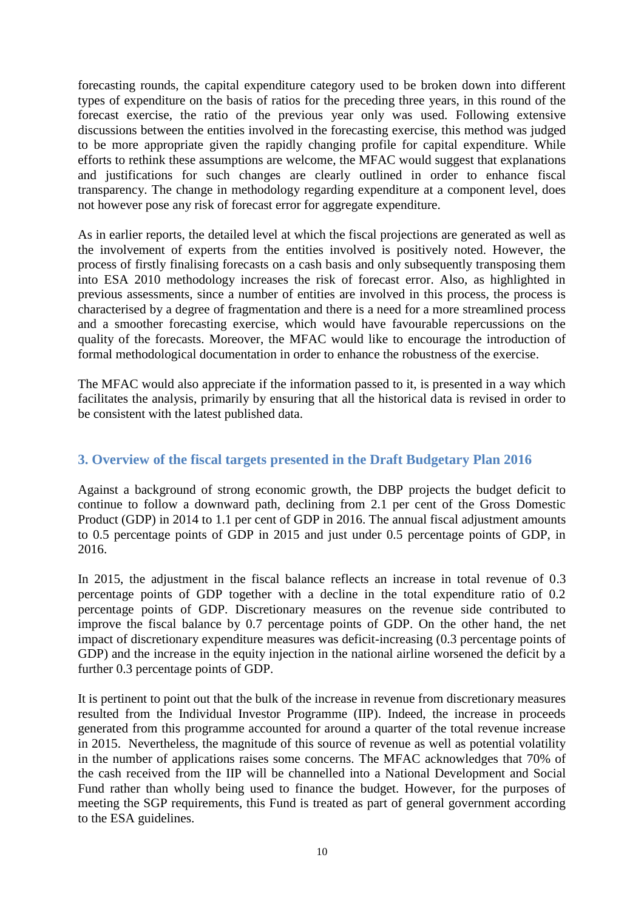forecasting rounds, the capital expenditure category used to be broken down into different types of expenditure on the basis of ratios for the preceding three years, in this round of the forecast exercise, the ratio of the previous year only was used. Following extensive discussions between the entities involved in the forecasting exercise, this method was judged to be more appropriate given the rapidly changing profile for capital expenditure. While efforts to rethink these assumptions are welcome, the MFAC would suggest that explanations and justifications for such changes are clearly outlined in order to enhance fiscal transparency. The change in methodology regarding expenditure at a component level, does not however pose any risk of forecast error for aggregate expenditure.

As in earlier reports, the detailed level at which the fiscal projections are generated as well as the involvement of experts from the entities involved is positively noted. However, the process of firstly finalising forecasts on a cash basis and only subsequently transposing them into ESA 2010 methodology increases the risk of forecast error. Also, as highlighted in previous assessments, since a number of entities are involved in this process, the process is characterised by a degree of fragmentation and there is a need for a more streamlined process and a smoother forecasting exercise, which would have favourable repercussions on the quality of the forecasts. Moreover, the MFAC would like to encourage the introduction of formal methodological documentation in order to enhance the robustness of the exercise.

The MFAC would also appreciate if the information passed to it, is presented in a way which facilitates the analysis, primarily by ensuring that all the historical data is revised in order to be consistent with the latest published data.

## 3. Overview of the fiscal targets presented in the Draft Budgetary Plan 2016

Against a background of strong economic growth, the DBP projects the budget deficit to continue to follow a downward path, declining from 2.1 per cent of the Gross Domestic Product (GDP) in 2014 to 1.1 per cent of GDP in 2016. The annual fiscal adjustment amounts to 0.5 percentage points of GDP in 2015 and just under 0.5 percentage points of GDP, in 2016.

In 2015, the adjustment in the fiscal balance reflects an increase in total revenue of 0.3 percentage points of GDP together with a decline in the total expenditure ratio of 0.2 percentage points of GDP. Discretionary measures on the revenue side contributed to improve the fiscal balance by 0.7 percentage points of GDP. On the other hand, the net impact of discretionary expenditure measures was deficit-increasing (0.3 percentage points of GDP) and the increase in the equity injection in the national airline worsened the deficit by a further 0.3 percentage points of GDP.

It is pertinent to point out that the bulk of the increase in revenue from discretionary measures resulted from the Individual Investor Programme (IIP). Indeed, the increase in proceeds generated from this programme accounted for around a quarter of the total revenue increase in 2015. Nevertheless, the magnitude of this source of revenue as well as potential volatility in the number of applications raises some concerns. The MFAC acknowledges that 70% of the cash received from the IIP will be channelled into a National Development and Social Fund rather than wholly being used to finance the budget. However, for the purposes of meeting the SGP requirements, this Fund is treated as part of general government according to the ESA guidelines.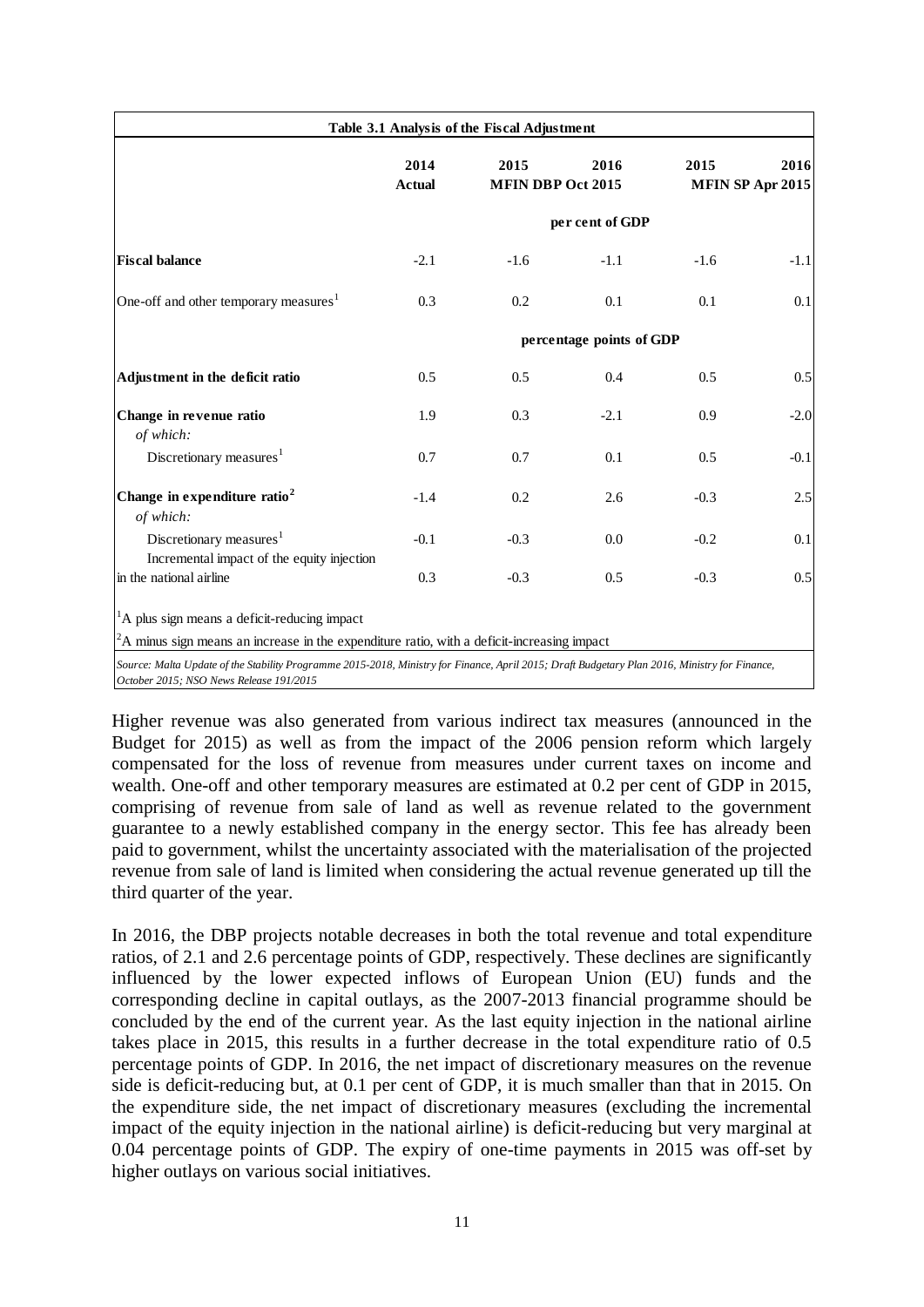**Table 3.1 Analysis of the Fiscal Adjustment**

| | 2014 Actual | 2015 MFIN DBP Oct 2015 | 2016 MFIN DBP Oct 2015 | 2015 MFIN SP Apr 2015 | 2016 MFIN SP Apr 2015 |
|---|---|---|---|---|---|
| | | per cent of GDP | | | |
| **Fiscal balance** | -2.1 | -1.6 | -1.1 | -1.6 | -1.1 |
| One-off and other temporary measures[1] | 0.3 | 0.2 | 0.1 | 0.1 | 0.1 |
| | | percentage points of GDP | | | |
| **Adjustment in the deficit ratio** | 0.5 | 0.5 | 0.4 | 0.5 | 0.5 |
| **Change in revenue ratio** *of which:* | 1.9 | 0.3 | -2.1 | 0.9 | -2.0 |
| Discretionary measures[1] | 0.7 | 0.7 | 0.1 | 0.5 | -0.1 |
| **Change in expenditure ratio[2]** *of which:* | -1.4 | 0.2 | 2.6 | -0.3 | 2.5 |
| Discretionary measures[1] | -0.1 | -0.3 | 0.0 | -0.2 | 0.1 |
| Incremental impact of the equity injection in the national airline | 0.3 | -0.3 | 0.5 | -0.3 | 0.5 |

[1] A plus sign means a deficit-reducing impact

[2] A minus sign means an increase in the expenditure ratio, with a deficit-increasing impact

*Source: Malta Update of the Stability Programme 2015-2018, Ministry for Finance, April 2015; Draft Budgetary Plan 2016, Ministry for Finance, October 2015; NSO News Release 191/2015*

Higher revenue was also generated from various indirect tax measures (announced in the Budget for 2015) as well as from the impact of the 2006 pension reform which largely compensated for the loss of revenue from measures under current taxes on income and wealth. One-off and other temporary measures are estimated at 0.2 per cent of GDP in 2015, comprising of revenue from sale of land as well as revenue related to the government guarantee to a newly established company in the energy sector. This fee has already been paid to government, whilst the uncertainty associated with the materialisation of the projected revenue from sale of land is limited when considering the actual revenue generated up till the third quarter of the year.

In 2016, the DBP projects notable decreases in both the total revenue and total expenditure ratios, of 2.1 and 2.6 percentage points of GDP, respectively. These declines are significantly influenced by the lower expected inflows of European Union (EU) funds and the corresponding decline in capital outlays, as the 2007-2013 financial programme should be concluded by the end of the current year. As the last equity injection in the national airline takes place in 2015, this results in a further decrease in the total expenditure ratio of 0.5 percentage points of GDP. In 2016, the net impact of discretionary measures on the revenue side is deficit-reducing but, at 0.1 per cent of GDP, it is much smaller than that in 2015. On the expenditure side, the net impact of discretionary measures (excluding the incremental impact of the equity injection in the national airline) is deficit-reducing but very marginal at 0.04 percentage points of GDP. The expiry of one-time payments in 2015 was off-set by higher outlays on various social initiatives.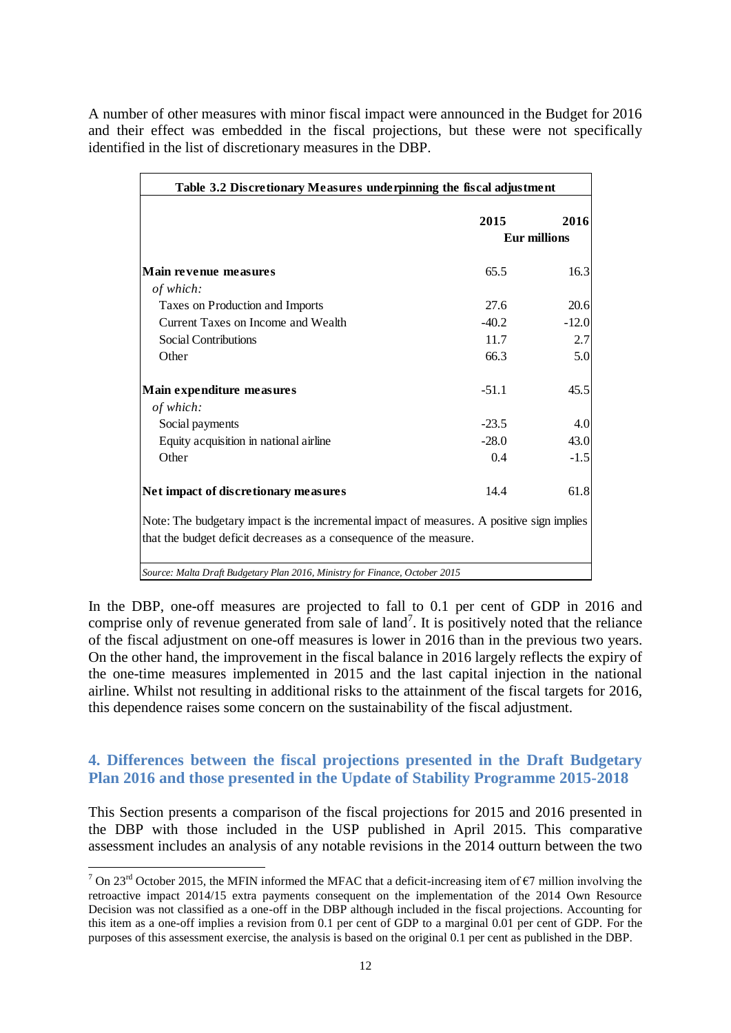A number of other measures with minor fiscal impact were announced in the Budget for 2016 and their effect was embedded in the fiscal projections, but these were not specifically identified in the list of discretionary measures in the DBP.

| **Table 3.2 Discretionary Measures underpinning the fiscal adjustment** | | |
|---|---|---|
| | **2015** | **2016** |
| | **Eur millions** | |
| **Main revenue measures** | 65.5 | 16.3 |
| *of which:* | | |
| Taxes on Production and Imports | 27.6 | 20.6 |
| Current Taxes on Income and Wealth | -40.2 | -12.0 |
| Social Contributions | 11.7 | 2.7 |
| Other | 66.3 | 5.0 |
| **Main expenditure measures** | -51.1 | 45.5 |
| *of which:* | | |
| Social payments | -23.5 | 4.0 |
| Equity acquisition in national airline | -28.0 | 43.0 |
| Other | 0.4 | -1.5 |
| **Net impact of discretionary measures** | 14.4 | 61.8 |

Note: The budgetary impact is the incremental impact of measures. A positive sign implies that the budget deficit decreases as a consequence of the measure.

*Source: Malta Draft Budgetary Plan 2016, Ministry for Finance, October 2015*

In the DBP, one-off measures are projected to fall to 0.1 per cent of GDP in 2016 and comprise only of revenue generated from sale of land[7]. It is positively noted that the reliance of the fiscal adjustment on one-off measures is lower in 2016 than in the previous two years. On the other hand, the improvement in the fiscal balance in 2016 largely reflects the expiry of the one-time measures implemented in 2015 and the last capital injection in the national airline. Whilst not resulting in additional risks to the attainment of the fiscal targets for 2016, this dependence raises some concern on the sustainability of the fiscal adjustment.

## 4. Differences between the fiscal projections presented in the Draft Budgetary Plan 2016 and those presented in the Update of Stability Programme 2015-2018

This Section presents a comparison of the fiscal projections for 2015 and 2016 presented in the DBP with those included in the USP published in April 2015. This comparative assessment includes an analysis of any notable revisions in the 2014 outturn between the two

[7] On 23rd October 2015, the MFIN informed the MFAC that a deficit-increasing item of €7 million involving the retroactive impact 2014/15 extra payments consequent on the implementation of the 2014 Own Resource Decision was not classified as a one-off in the DBP although included in the fiscal projections. Accounting for this item as a one-off implies a revision from 0.1 per cent of GDP to a marginal 0.01 per cent of GDP. For the purposes of this assessment exercise, the analysis is based on the original 0.1 per cent as published in the DBP.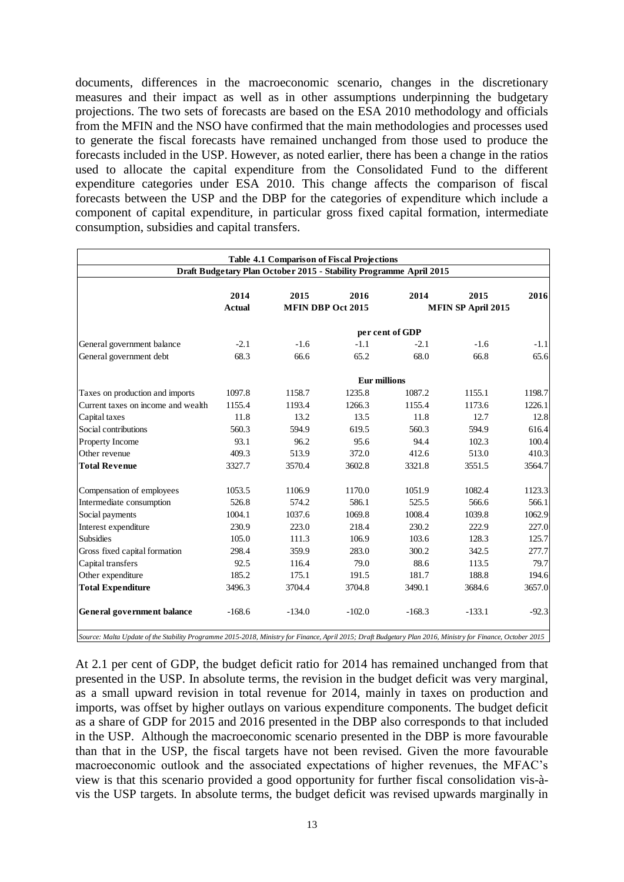documents, differences in the macroeconomic scenario, changes in the discretionary measures and their impact as well as in other assumptions underpinning the budgetary projections. The two sets of forecasts are based on the ESA 2010 methodology and officials from the MFIN and the NSO have confirmed that the main methodologies and processes used to generate the fiscal forecasts have remained unchanged from those used to produce the forecasts included in the USP. However, as noted earlier, there has been a change in the ratios used to allocate the capital expenditure from the Consolidated Fund to the different expenditure categories under ESA 2010. This change affects the comparison of fiscal forecasts between the USP and the DBP for the categories of expenditure which include a component of capital expenditure, in particular gross fixed capital formation, intermediate consumption, subsidies and capital transfers.

**Table 4.1 Comparison of Fiscal Projections**

**Draft Budgetary Plan October 2015 - Stability Programme April 2015**

| | 2014 | 2015 | 2016 | 2014 | 2015 | 2016 |
|---|---|---|---|---|---|---|
| | Actual | MFIN DBP Oct 2015 | | MFIN SP April 2015 | | |
| | per cent of GDP | | | | | |
| General government balance | -2.1 | -1.6 | -1.1 | -2.1 | -1.6 | -1.1 |
| General government debt | 68.3 | 66.6 | 65.2 | 68.0 | 66.8 | 65.6 |
| | Eur millions | | | | | |
| Taxes on production and imports | 1097.8 | 1158.7 | 1235.8 | 1087.2 | 1155.1 | 1198.7 |
| Current taxes on income and wealth | 1155.4 | 1193.4 | 1266.3 | 1155.4 | 1173.6 | 1226.1 |
| Capital taxes | 11.8 | 13.2 | 13.5 | 11.8 | 12.7 | 12.8 |
| Social contributions | 560.3 | 594.9 | 619.5 | 560.3 | 594.9 | 616.4 |
| Property Income | 93.1 | 96.2 | 95.6 | 94.4 | 102.3 | 100.4 |
| Other revenue | 409.3 | 513.9 | 372.0 | 412.6 | 513.0 | 410.3 |
| **Total Revenue** | 3327.7 | 3570.4 | 3602.8 | 3321.8 | 3551.5 | 3564.7 |
| Compensation of employees | 1053.5 | 1106.9 | 1170.0 | 1051.9 | 1082.4 | 1123.3 |
| Intermediate consumption | 526.8 | 574.2 | 586.1 | 525.5 | 566.6 | 566.1 |
| Social payments | 1004.1 | 1037.6 | 1069.8 | 1008.4 | 1039.8 | 1062.9 |
| Interest expenditure | 230.9 | 223.0 | 218.4 | 230.2 | 222.9 | 227.0 |
| Subsidies | 105.0 | 111.3 | 106.9 | 103.6 | 128.3 | 125.7 |
| Gross fixed capital formation | 298.4 | 359.9 | 283.0 | 300.2 | 342.5 | 277.7 |
| Capital transfers | 92.5 | 116.4 | 79.0 | 88.6 | 113.5 | 79.7 |
| Other expenditure | 185.2 | 175.1 | 191.5 | 181.7 | 188.8 | 194.6 |
| **Total Expenditure** | 3496.3 | 3704.4 | 3704.8 | 3490.1 | 3684.6 | 3657.0 |
| **General government balance** | -168.6 | -134.0 | -102.0 | -168.3 | -133.1 | -92.3 |

*Source: Malta Update of the Stability Programme 2015-2018, Ministry for Finance, April 2015; Draft Budgetary Plan 2016, Ministry for Finance, October 2015*

At 2.1 per cent of GDP, the budget deficit ratio for 2014 has remained unchanged from that presented in the USP. In absolute terms, the revision in the budget deficit was very marginal, as a small upward revision in total revenue for 2014, mainly in taxes on production and imports, was offset by higher outlays on various expenditure components. The budget deficit as a share of GDP for 2015 and 2016 presented in the DBP also corresponds to that included in the USP. Although the macroeconomic scenario presented in the DBP is more favourable than that in the USP, the fiscal targets have not been revised. Given the more favourable macroeconomic outlook and the associated expectations of higher revenues, the MFAC's view is that this scenario provided a good opportunity for further fiscal consolidation vis-à-vis the USP targets. In absolute terms, the budget deficit was revised upwards marginally in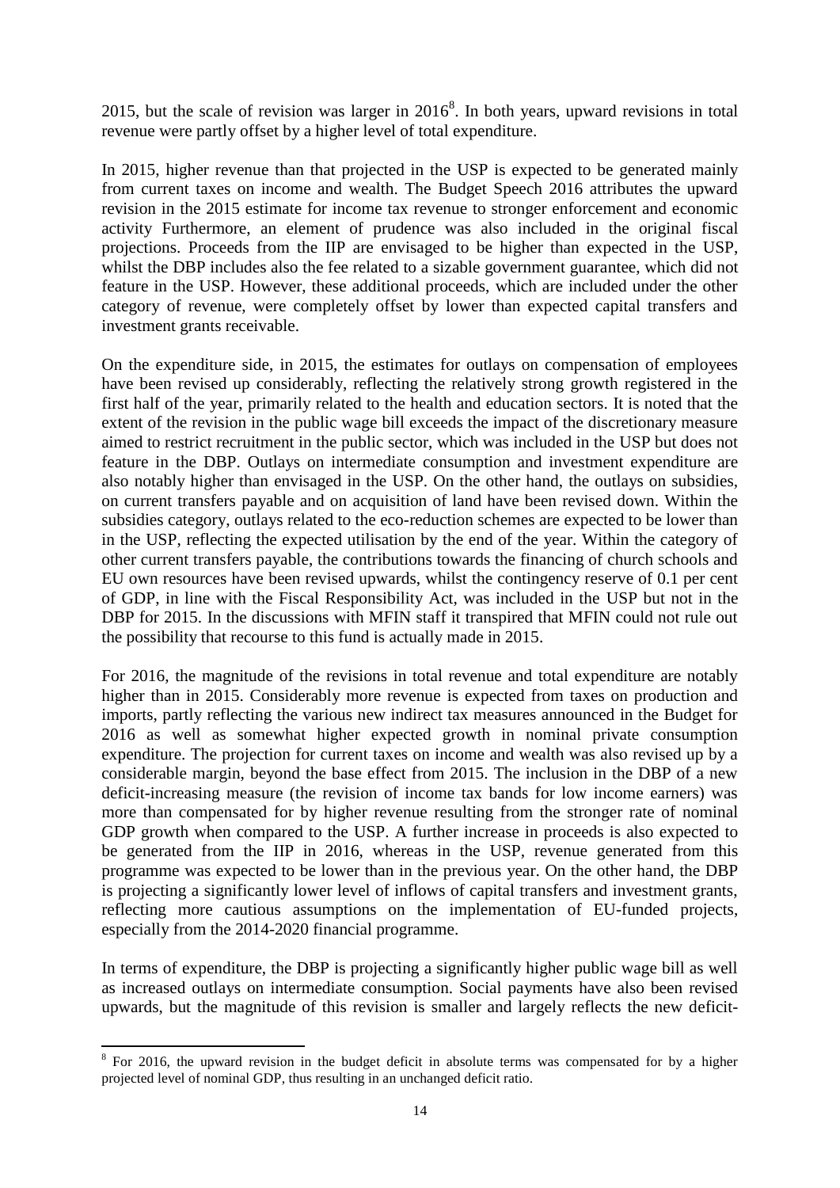2015, but the scale of revision was larger in 2016[8]. In both years, upward revisions in total revenue were partly offset by a higher level of total expenditure.

In 2015, higher revenue than that projected in the USP is expected to be generated mainly from current taxes on income and wealth. The Budget Speech 2016 attributes the upward revision in the 2015 estimate for income tax revenue to stronger enforcement and economic activity Furthermore, an element of prudence was also included in the original fiscal projections. Proceeds from the IIP are envisaged to be higher than expected in the USP, whilst the DBP includes also the fee related to a sizable government guarantee, which did not feature in the USP. However, these additional proceeds, which are included under the other category of revenue, were completely offset by lower than expected capital transfers and investment grants receivable.

On the expenditure side, in 2015, the estimates for outlays on compensation of employees have been revised up considerably, reflecting the relatively strong growth registered in the first half of the year, primarily related to the health and education sectors. It is noted that the extent of the revision in the public wage bill exceeds the impact of the discretionary measure aimed to restrict recruitment in the public sector, which was included in the USP but does not feature in the DBP. Outlays on intermediate consumption and investment expenditure are also notably higher than envisaged in the USP. On the other hand, the outlays on subsidies, on current transfers payable and on acquisition of land have been revised down. Within the subsidies category, outlays related to the eco-reduction schemes are expected to be lower than in the USP, reflecting the expected utilisation by the end of the year. Within the category of other current transfers payable, the contributions towards the financing of church schools and EU own resources have been revised upwards, whilst the contingency reserve of 0.1 per cent of GDP, in line with the Fiscal Responsibility Act, was included in the USP but not in the DBP for 2015. In the discussions with MFIN staff it transpired that MFIN could not rule out the possibility that recourse to this fund is actually made in 2015.

For 2016, the magnitude of the revisions in total revenue and total expenditure are notably higher than in 2015. Considerably more revenue is expected from taxes on production and imports, partly reflecting the various new indirect tax measures announced in the Budget for 2016 as well as somewhat higher expected growth in nominal private consumption expenditure. The projection for current taxes on income and wealth was also revised up by a considerable margin, beyond the base effect from 2015. The inclusion in the DBP of a new deficit-increasing measure (the revision of income tax bands for low income earners) was more than compensated for by higher revenue resulting from the stronger rate of nominal GDP growth when compared to the USP. A further increase in proceeds is also expected to be generated from the IIP in 2016, whereas in the USP, revenue generated from this programme was expected to be lower than in the previous year. On the other hand, the DBP is projecting a significantly lower level of inflows of capital transfers and investment grants, reflecting more cautious assumptions on the implementation of EU-funded projects, especially from the 2014-2020 financial programme.

In terms of expenditure, the DBP is projecting a significantly higher public wage bill as well as increased outlays on intermediate consumption. Social payments have also been revised upwards, but the magnitude of this revision is smaller and largely reflects the new deficit-

[8] For 2016, the upward revision in the budget deficit in absolute terms was compensated for by a higher projected level of nominal GDP, thus resulting in an unchanged deficit ratio.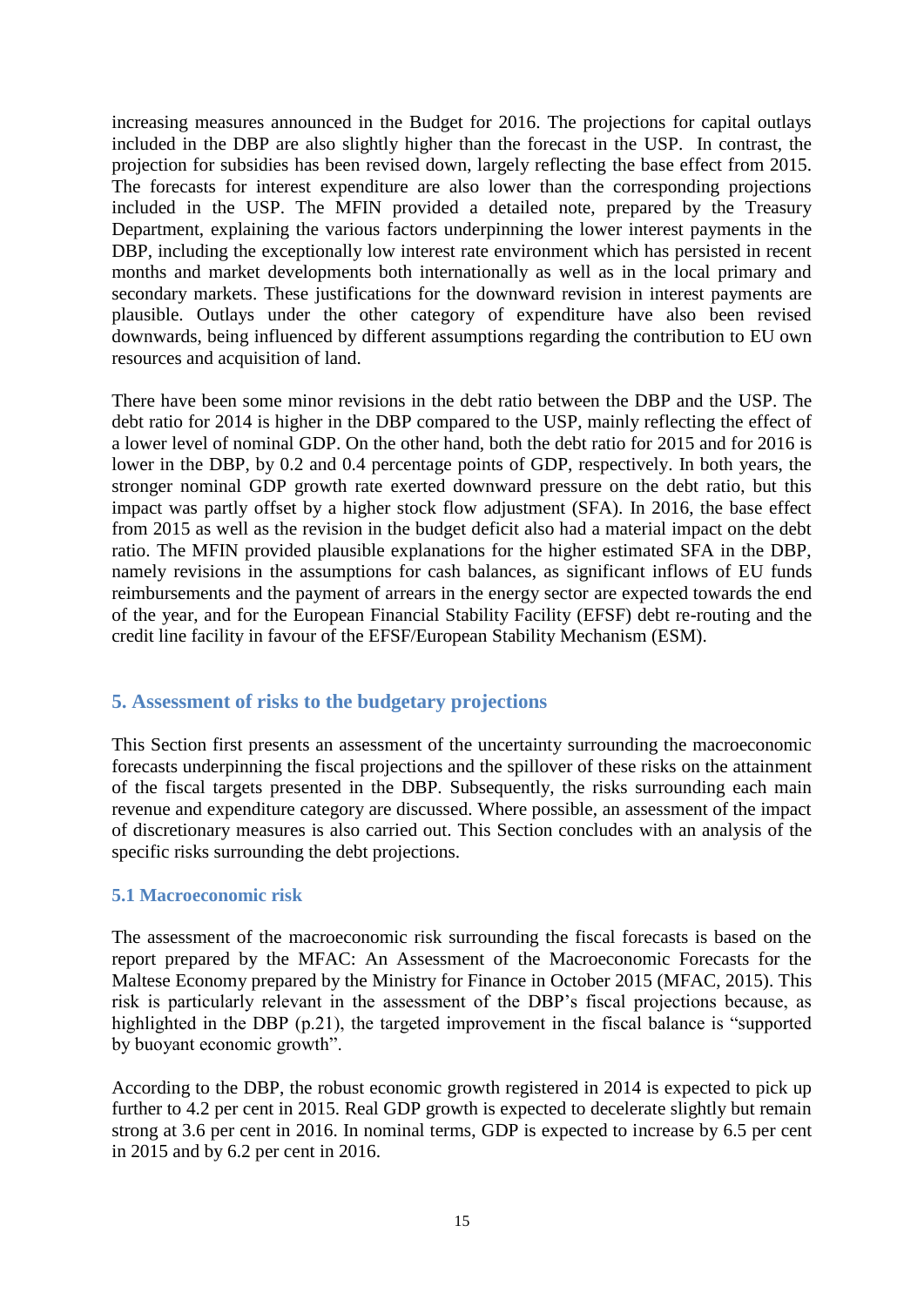increasing measures announced in the Budget for 2016. The projections for capital outlays included in the DBP are also slightly higher than the forecast in the USP. In contrast, the projection for subsidies has been revised down, largely reflecting the base effect from 2015. The forecasts for interest expenditure are also lower than the corresponding projections included in the USP. The MFIN provided a detailed note, prepared by the Treasury Department, explaining the various factors underpinning the lower interest payments in the DBP, including the exceptionally low interest rate environment which has persisted in recent months and market developments both internationally as well as in the local primary and secondary markets. These justifications for the downward revision in interest payments are plausible. Outlays under the other category of expenditure have also been revised downwards, being influenced by different assumptions regarding the contribution to EU own resources and acquisition of land.

There have been some minor revisions in the debt ratio between the DBP and the USP. The debt ratio for 2014 is higher in the DBP compared to the USP, mainly reflecting the effect of a lower level of nominal GDP. On the other hand, both the debt ratio for 2015 and for 2016 is lower in the DBP, by 0.2 and 0.4 percentage points of GDP, respectively. In both years, the stronger nominal GDP growth rate exerted downward pressure on the debt ratio, but this impact was partly offset by a higher stock flow adjustment (SFA). In 2016, the base effect from 2015 as well as the revision in the budget deficit also had a material impact on the debt ratio. The MFIN provided plausible explanations for the higher estimated SFA in the DBP, namely revisions in the assumptions for cash balances, as significant inflows of EU funds reimbursements and the payment of arrears in the energy sector are expected towards the end of the year, and for the European Financial Stability Facility (EFSF) debt re-routing and the credit line facility in favour of the EFSF/European Stability Mechanism (ESM).

## 5. Assessment of risks to the budgetary projections

This Section first presents an assessment of the uncertainty surrounding the macroeconomic forecasts underpinning the fiscal projections and the spillover of these risks on the attainment of the fiscal targets presented in the DBP. Subsequently, the risks surrounding each main revenue and expenditure category are discussed. Where possible, an assessment of the impact of discretionary measures is also carried out. This Section concludes with an analysis of the specific risks surrounding the debt projections.

### 5.1 Macroeconomic risk

The assessment of the macroeconomic risk surrounding the fiscal forecasts is based on the report prepared by the MFAC: An Assessment of the Macroeconomic Forecasts for the Maltese Economy prepared by the Ministry for Finance in October 2015 (MFAC, 2015). This risk is particularly relevant in the assessment of the DBP's fiscal projections because, as highlighted in the DBP (p.21), the targeted improvement in the fiscal balance is "supported by buoyant economic growth".

According to the DBP, the robust economic growth registered in 2014 is expected to pick up further to 4.2 per cent in 2015. Real GDP growth is expected to decelerate slightly but remain strong at 3.6 per cent in 2016. In nominal terms, GDP is expected to increase by 6.5 per cent in 2015 and by 6.2 per cent in 2016.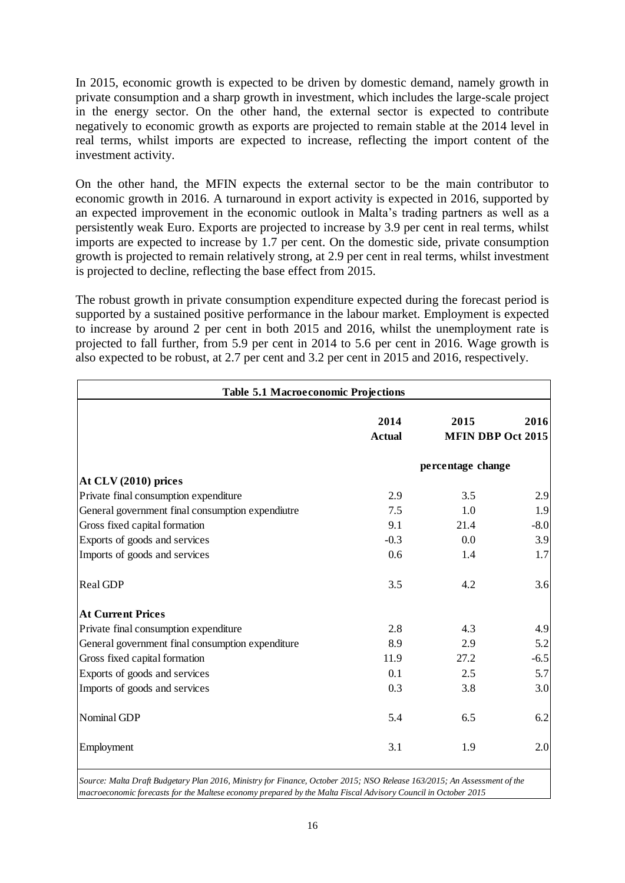In 2015, economic growth is expected to be driven by domestic demand, namely growth in private consumption and a sharp growth in investment, which includes the large-scale project in the energy sector. On the other hand, the external sector is expected to contribute negatively to economic growth as exports are projected to remain stable at the 2014 level in real terms, whilst imports are expected to increase, reflecting the import content of the investment activity.

On the other hand, the MFIN expects the external sector to be the main contributor to economic growth in 2016. A turnaround in export activity is expected in 2016, supported by an expected improvement in the economic outlook in Malta's trading partners as well as a persistently weak Euro. Exports are projected to increase by 3.9 per cent in real terms, whilst imports are expected to increase by 1.7 per cent. On the domestic side, private consumption growth is projected to remain relatively strong, at 2.9 per cent in real terms, whilst investment is projected to decline, reflecting the base effect from 2015.

The robust growth in private consumption expenditure expected during the forecast period is supported by a sustained positive performance in the labour market. Employment is expected to increase by around 2 per cent in both 2015 and 2016, whilst the unemployment rate is projected to fall further, from 5.9 per cent in 2014 to 5.6 per cent in 2016. Wage growth is also expected to be robust, at 2.7 per cent and 3.2 per cent in 2015 and 2016, respectively.

**Table 5.1 Macroeconomic Projections**

| | 2014 | 2015 | 2016 |
|---|---|---|---|
| | **Actual** | **MFIN DBP Oct 2015** | |
| | | **percentage change** | |
| **At CLV (2010) prices** | | | |
| Private final consumption expenditure | 2.9 | 3.5 | 2.9 |
| General government final consumption expendiutre | 7.5 | 1.0 | 1.9 |
| Gross fixed capital formation | 9.1 | 21.4 | -8.0 |
| Exports of goods and services | -0.3 | 0.0 | 3.9 |
| Imports of goods and services | 0.6 | 1.4 | 1.7 |
| Real GDP | 3.5 | 4.2 | 3.6 |
| **At Current Prices** | | | |
| Private final consumption expenditure | 2.8 | 4.3 | 4.9 |
| General government final consumption expenditure | 8.9 | 2.9 | 5.2 |
| Gross fixed capital formation | 11.9 | 27.2 | -6.5 |
| Exports of goods and services | 0.1 | 2.5 | 5.7 |
| Imports of goods and services | 0.3 | 3.8 | 3.0 |
| Nominal GDP | 5.4 | 6.5 | 6.2 |
| Employment | 3.1 | 1.9 | 2.0 |

*Source: Malta Draft Budgetary Plan 2016, Ministry for Finance, October 2015; NSO Release 163/2015; An Assessment of the macroeconomic forecasts for the Maltese economy prepared by the Malta Fiscal Advisory Council in October 2015*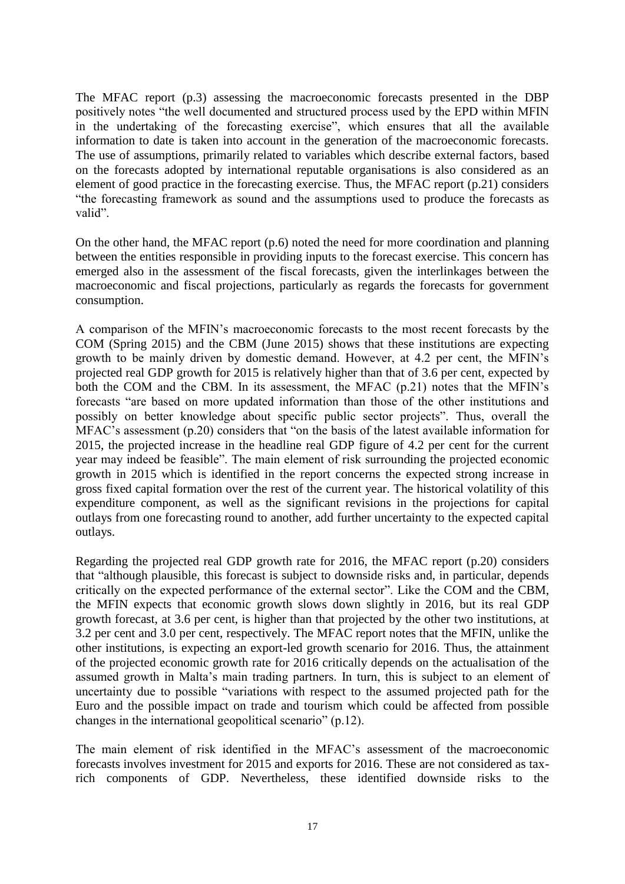The MFAC report (p.3) assessing the macroeconomic forecasts presented in the DBP positively notes "the well documented and structured process used by the EPD within MFIN in the undertaking of the forecasting exercise", which ensures that all the available information to date is taken into account in the generation of the macroeconomic forecasts. The use of assumptions, primarily related to variables which describe external factors, based on the forecasts adopted by international reputable organisations is also considered as an element of good practice in the forecasting exercise. Thus, the MFAC report (p.21) considers "the forecasting framework as sound and the assumptions used to produce the forecasts as valid".

On the other hand, the MFAC report (p.6) noted the need for more coordination and planning between the entities responsible in providing inputs to the forecast exercise. This concern has emerged also in the assessment of the fiscal forecasts, given the interlinkages between the macroeconomic and fiscal projections, particularly as regards the forecasts for government consumption.

A comparison of the MFIN's macroeconomic forecasts to the most recent forecasts by the COM (Spring 2015) and the CBM (June 2015) shows that these institutions are expecting growth to be mainly driven by domestic demand. However, at 4.2 per cent, the MFIN's projected real GDP growth for 2015 is relatively higher than that of 3.6 per cent, expected by both the COM and the CBM. In its assessment, the MFAC (p.21) notes that the MFIN's forecasts "are based on more updated information than those of the other institutions and possibly on better knowledge about specific public sector projects". Thus, overall the MFAC's assessment (p.20) considers that "on the basis of the latest available information for 2015, the projected increase in the headline real GDP figure of 4.2 per cent for the current year may indeed be feasible". The main element of risk surrounding the projected economic growth in 2015 which is identified in the report concerns the expected strong increase in gross fixed capital formation over the rest of the current year. The historical volatility of this expenditure component, as well as the significant revisions in the projections for capital outlays from one forecasting round to another, add further uncertainty to the expected capital outlays.

Regarding the projected real GDP growth rate for 2016, the MFAC report (p.20) considers that "although plausible, this forecast is subject to downside risks and, in particular, depends critically on the expected performance of the external sector". Like the COM and the CBM, the MFIN expects that economic growth slows down slightly in 2016, but its real GDP growth forecast, at 3.6 per cent, is higher than that projected by the other two institutions, at 3.2 per cent and 3.0 per cent, respectively. The MFAC report notes that the MFIN, unlike the other institutions, is expecting an export-led growth scenario for 2016. Thus, the attainment of the projected economic growth rate for 2016 critically depends on the actualisation of the assumed growth in Malta's main trading partners. In turn, this is subject to an element of uncertainty due to possible "variations with respect to the assumed projected path for the Euro and the possible impact on trade and tourism which could be affected from possible changes in the international geopolitical scenario" (p.12).

The main element of risk identified in the MFAC's assessment of the macroeconomic forecasts involves investment for 2015 and exports for 2016. These are not considered as tax-rich components of GDP. Nevertheless, these identified downside risks to the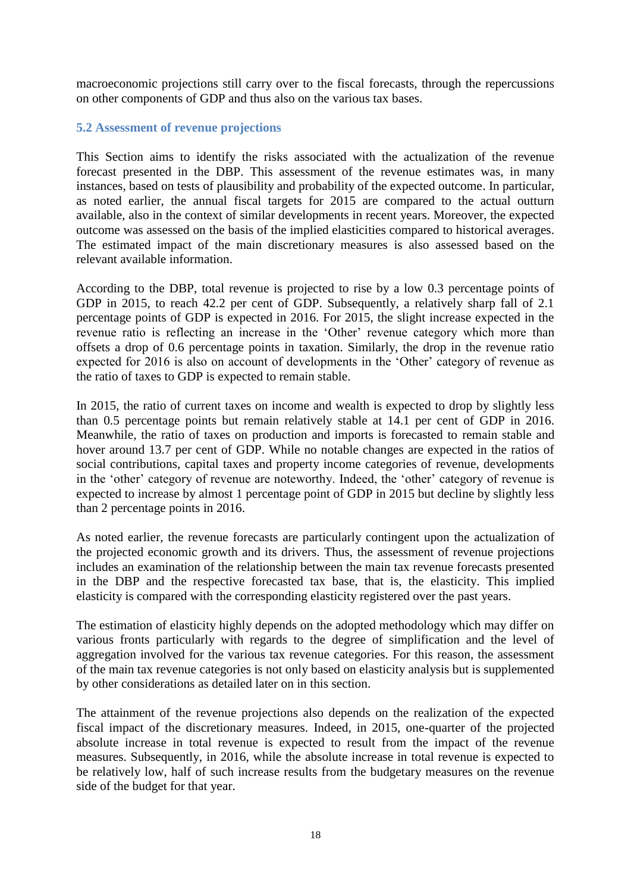macroeconomic projections still carry over to the fiscal forecasts, through the repercussions on other components of GDP and thus also on the various tax bases.

### 5.2 Assessment of revenue projections

This Section aims to identify the risks associated with the actualization of the revenue forecast presented in the DBP. This assessment of the revenue estimates was, in many instances, based on tests of plausibility and probability of the expected outcome. In particular, as noted earlier, the annual fiscal targets for 2015 are compared to the actual outturn available, also in the context of similar developments in recent years. Moreover, the expected outcome was assessed on the basis of the implied elasticities compared to historical averages. The estimated impact of the main discretionary measures is also assessed based on the relevant available information.

According to the DBP, total revenue is projected to rise by a low 0.3 percentage points of GDP in 2015, to reach 42.2 per cent of GDP. Subsequently, a relatively sharp fall of 2.1 percentage points of GDP is expected in 2016. For 2015, the slight increase expected in the revenue ratio is reflecting an increase in the 'Other' revenue category which more than offsets a drop of 0.6 percentage points in taxation. Similarly, the drop in the revenue ratio expected for 2016 is also on account of developments in the 'Other' category of revenue as the ratio of taxes to GDP is expected to remain stable.

In 2015, the ratio of current taxes on income and wealth is expected to drop by slightly less than 0.5 percentage points but remain relatively stable at 14.1 per cent of GDP in 2016. Meanwhile, the ratio of taxes on production and imports is forecasted to remain stable and hover around 13.7 per cent of GDP. While no notable changes are expected in the ratios of social contributions, capital taxes and property income categories of revenue, developments in the 'other' category of revenue are noteworthy. Indeed, the 'other' category of revenue is expected to increase by almost 1 percentage point of GDP in 2015 but decline by slightly less than 2 percentage points in 2016.

As noted earlier, the revenue forecasts are particularly contingent upon the actualization of the projected economic growth and its drivers. Thus, the assessment of revenue projections includes an examination of the relationship between the main tax revenue forecasts presented in the DBP and the respective forecasted tax base, that is, the elasticity. This implied elasticity is compared with the corresponding elasticity registered over the past years.

The estimation of elasticity highly depends on the adopted methodology which may differ on various fronts particularly with regards to the degree of simplification and the level of aggregation involved for the various tax revenue categories. For this reason, the assessment of the main tax revenue categories is not only based on elasticity analysis but is supplemented by other considerations as detailed later on in this section.

The attainment of the revenue projections also depends on the realization of the expected fiscal impact of the discretionary measures. Indeed, in 2015, one-quarter of the projected absolute increase in total revenue is expected to result from the impact of the revenue measures. Subsequently, in 2016, while the absolute increase in total revenue is expected to be relatively low, half of such increase results from the budgetary measures on the revenue side of the budget for that year.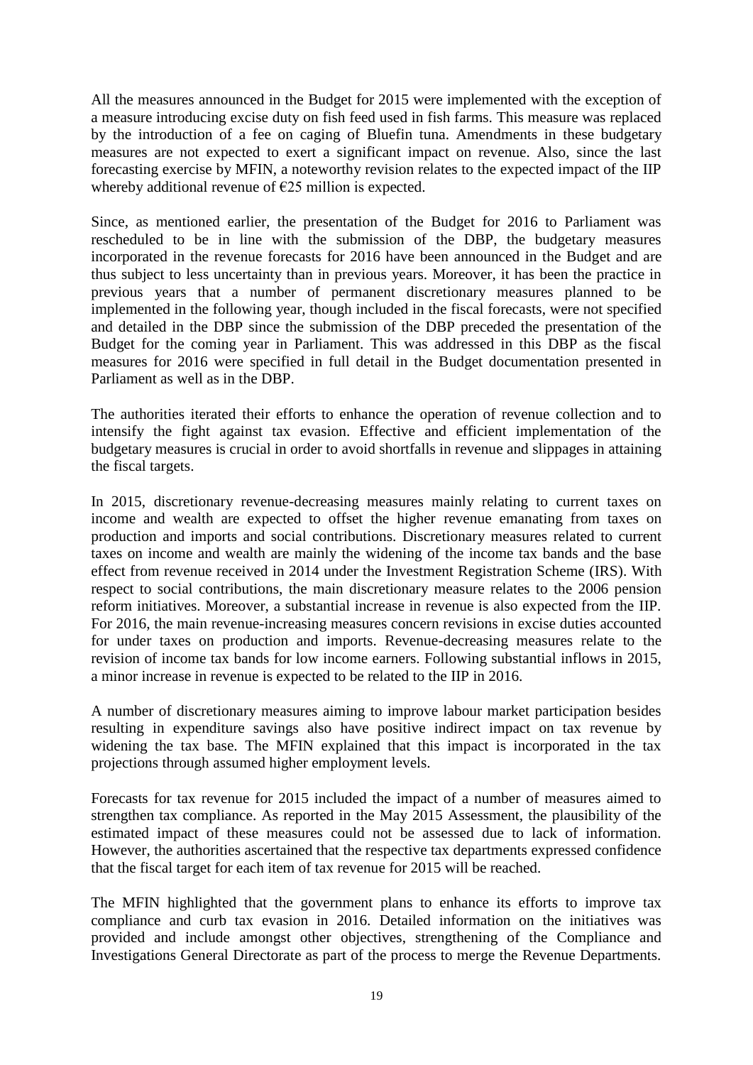All the measures announced in the Budget for 2015 were implemented with the exception of a measure introducing excise duty on fish feed used in fish farms. This measure was replaced by the introduction of a fee on caging of Bluefin tuna. Amendments in these budgetary measures are not expected to exert a significant impact on revenue. Also, since the last forecasting exercise by MFIN, a noteworthy revision relates to the expected impact of the IIP whereby additional revenue of €25 million is expected.

Since, as mentioned earlier, the presentation of the Budget for 2016 to Parliament was rescheduled to be in line with the submission of the DBP, the budgetary measures incorporated in the revenue forecasts for 2016 have been announced in the Budget and are thus subject to less uncertainty than in previous years. Moreover, it has been the practice in previous years that a number of permanent discretionary measures planned to be implemented in the following year, though included in the fiscal forecasts, were not specified and detailed in the DBP since the submission of the DBP preceded the presentation of the Budget for the coming year in Parliament. This was addressed in this DBP as the fiscal measures for 2016 were specified in full detail in the Budget documentation presented in Parliament as well as in the DBP.

The authorities iterated their efforts to enhance the operation of revenue collection and to intensify the fight against tax evasion. Effective and efficient implementation of the budgetary measures is crucial in order to avoid shortfalls in revenue and slippages in attaining the fiscal targets.

In 2015, discretionary revenue-decreasing measures mainly relating to current taxes on income and wealth are expected to offset the higher revenue emanating from taxes on production and imports and social contributions. Discretionary measures related to current taxes on income and wealth are mainly the widening of the income tax bands and the base effect from revenue received in 2014 under the Investment Registration Scheme (IRS). With respect to social contributions, the main discretionary measure relates to the 2006 pension reform initiatives. Moreover, a substantial increase in revenue is also expected from the IIP. For 2016, the main revenue-increasing measures concern revisions in excise duties accounted for under taxes on production and imports. Revenue-decreasing measures relate to the revision of income tax bands for low income earners. Following substantial inflows in 2015, a minor increase in revenue is expected to be related to the IIP in 2016.

A number of discretionary measures aiming to improve labour market participation besides resulting in expenditure savings also have positive indirect impact on tax revenue by widening the tax base. The MFIN explained that this impact is incorporated in the tax projections through assumed higher employment levels.

Forecasts for tax revenue for 2015 included the impact of a number of measures aimed to strengthen tax compliance. As reported in the May 2015 Assessment, the plausibility of the estimated impact of these measures could not be assessed due to lack of information. However, the authorities ascertained that the respective tax departments expressed confidence that the fiscal target for each item of tax revenue for 2015 will be reached.

The MFIN highlighted that the government plans to enhance its efforts to improve tax compliance and curb tax evasion in 2016. Detailed information on the initiatives was provided and include amongst other objectives, strengthening of the Compliance and Investigations General Directorate as part of the process to merge the Revenue Departments.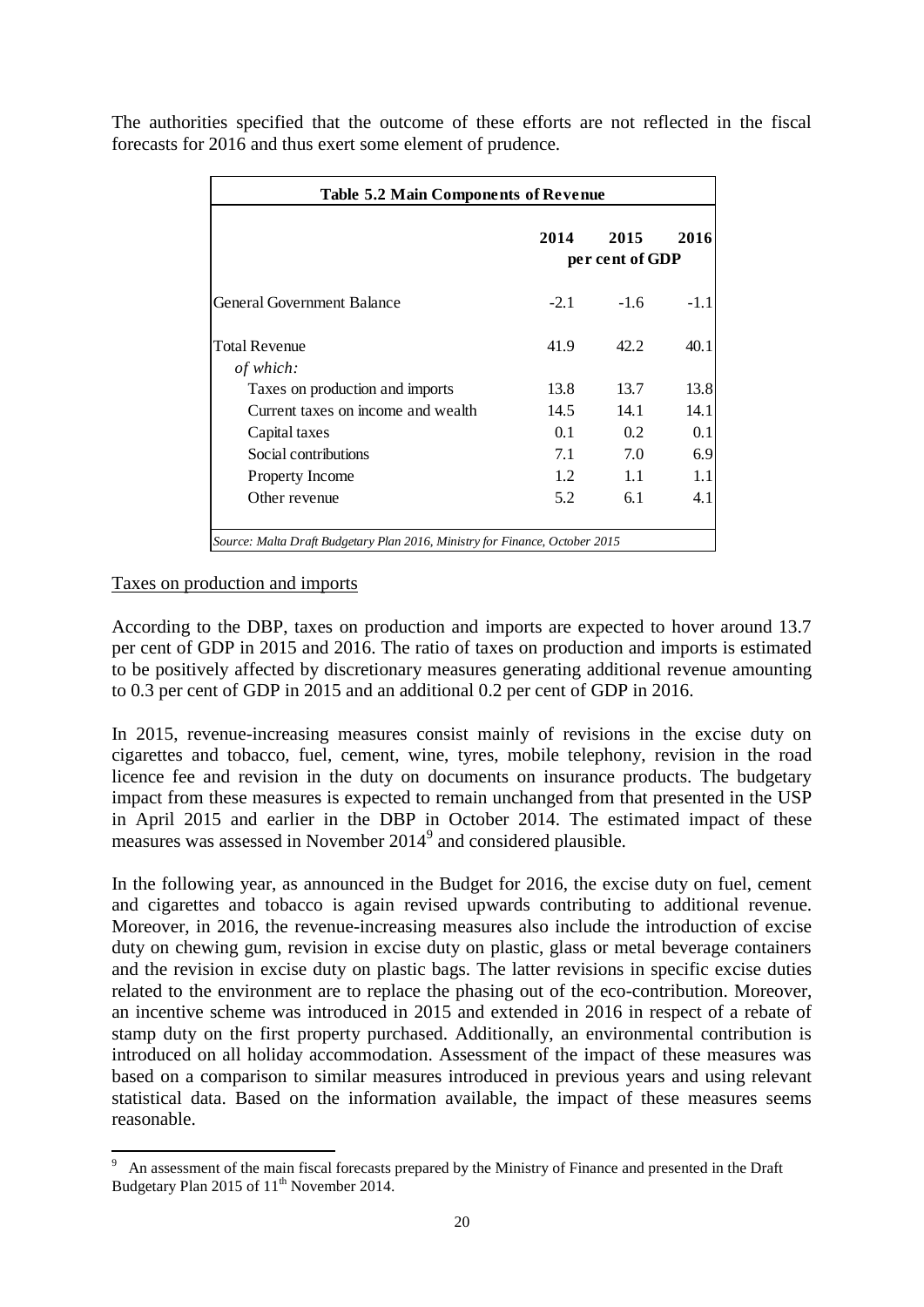The authorities specified that the outcome of these efforts are not reflected in the fiscal forecasts for 2016 and thus exert some element of prudence.

| **Table 5.2 Main Components of Revenue** | | | |
|---|---|---|---|
| | **2014** | **2015** | **2016** |
| | | **per cent of GDP** | |
| General Government Balance | -2.1 | -1.6 | -1.1 |
| Total Revenue | 41.9 | 42.2 | 40.1 |
| *of which:* | | | |
| Taxes on production and imports | 13.8 | 13.7 | 13.8 |
| Current taxes on income and wealth | 14.5 | 14.1 | 14.1 |
| Capital taxes | 0.1 | 0.2 | 0.1 |
| Social contributions | 7.1 | 7.0 | 6.9 |
| Property Income | 1.2 | 1.1 | 1.1 |
| Other revenue | 5.2 | 6.1 | 4.1 |

*Source: Malta Draft Budgetary Plan 2016, Ministry for Finance, October 2015*

Taxes on production and imports

According to the DBP, taxes on production and imports are expected to hover around 13.7 per cent of GDP in 2015 and 2016. The ratio of taxes on production and imports is estimated to be positively affected by discretionary measures generating additional revenue amounting to 0.3 per cent of GDP in 2015 and an additional 0.2 per cent of GDP in 2016.

In 2015, revenue-increasing measures consist mainly of revisions in the excise duty on cigarettes and tobacco, fuel, cement, wine, tyres, mobile telephony, revision in the road licence fee and revision in the duty on documents on insurance products. The budgetary impact from these measures is expected to remain unchanged from that presented in the USP in April 2015 and earlier in the DBP in October 2014. The estimated impact of these measures was assessed in November 2014[9] and considered plausible.

In the following year, as announced in the Budget for 2016, the excise duty on fuel, cement and cigarettes and tobacco is again revised upwards contributing to additional revenue. Moreover, in 2016, the revenue-increasing measures also include the introduction of excise duty on chewing gum, revision in excise duty on plastic, glass or metal beverage containers and the revision in excise duty on plastic bags. The latter revisions in specific excise duties related to the environment are to replace the phasing out of the eco-contribution. Moreover, an incentive scheme was introduced in 2015 and extended in 2016 in respect of a rebate of stamp duty on the first property purchased. Additionally, an environmental contribution is introduced on all holiday accommodation. Assessment of the impact of these measures was based on a comparison to similar measures introduced in previous years and using relevant statistical data. Based on the information available, the impact of these measures seems reasonable.

[9] An assessment of the main fiscal forecasts prepared by the Ministry of Finance and presented in the Draft Budgetary Plan 2015 of 11th November 2014.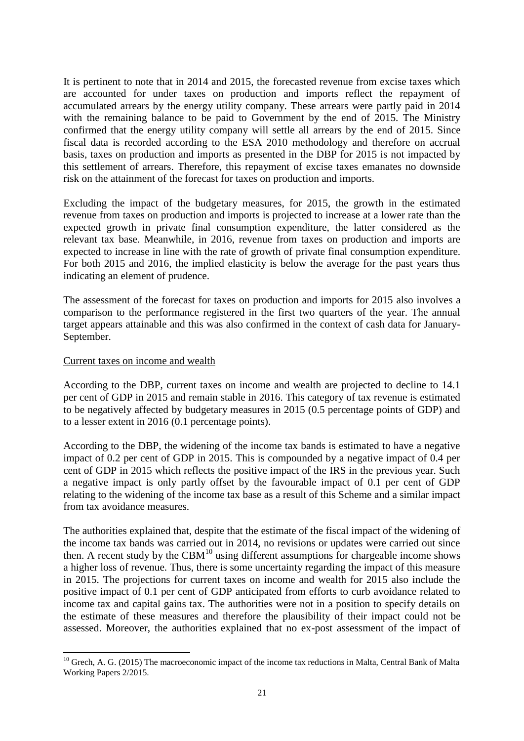It is pertinent to note that in 2014 and 2015, the forecasted revenue from excise taxes which are accounted for under taxes on production and imports reflect the repayment of accumulated arrears by the energy utility company. These arrears were partly paid in 2014 with the remaining balance to be paid to Government by the end of 2015. The Ministry confirmed that the energy utility company will settle all arrears by the end of 2015. Since fiscal data is recorded according to the ESA 2010 methodology and therefore on accrual basis, taxes on production and imports as presented in the DBP for 2015 is not impacted by this settlement of arrears. Therefore, this repayment of excise taxes emanates no downside risk on the attainment of the forecast for taxes on production and imports.

Excluding the impact of the budgetary measures, for 2015, the growth in the estimated revenue from taxes on production and imports is projected to increase at a lower rate than the expected growth in private final consumption expenditure, the latter considered as the relevant tax base. Meanwhile, in 2016, revenue from taxes on production and imports are expected to increase in line with the rate of growth of private final consumption expenditure. For both 2015 and 2016, the implied elasticity is below the average for the past years thus indicating an element of prudence.

The assessment of the forecast for taxes on production and imports for 2015 also involves a comparison to the performance registered in the first two quarters of the year. The annual target appears attainable and this was also confirmed in the context of cash data for January-September.

Current taxes on income and wealth

According to the DBP, current taxes on income and wealth are projected to decline to 14.1 per cent of GDP in 2015 and remain stable in 2016. This category of tax revenue is estimated to be negatively affected by budgetary measures in 2015 (0.5 percentage points of GDP) and to a lesser extent in 2016 (0.1 percentage points).

According to the DBP, the widening of the income tax bands is estimated to have a negative impact of 0.2 per cent of GDP in 2015. This is compounded by a negative impact of 0.4 per cent of GDP in 2015 which reflects the positive impact of the IRS in the previous year. Such a negative impact is only partly offset by the favourable impact of 0.1 per cent of GDP relating to the widening of the income tax base as a result of this Scheme and a similar impact from tax avoidance measures.

The authorities explained that, despite that the estimate of the fiscal impact of the widening of the income tax bands was carried out in 2014, no revisions or updates were carried out since then. A recent study by the CBM[10] using different assumptions for chargeable income shows a higher loss of revenue. Thus, there is some uncertainty regarding the impact of this measure in 2015. The projections for current taxes on income and wealth for 2015 also include the positive impact of 0.1 per cent of GDP anticipated from efforts to curb avoidance related to income tax and capital gains tax. The authorities were not in a position to specify details on the estimate of these measures and therefore the plausibility of their impact could not be assessed. Moreover, the authorities explained that no ex-post assessment of the impact of

[10] Grech, A. G. (2015) The macroeconomic impact of the income tax reductions in Malta, Central Bank of Malta Working Papers 2/2015.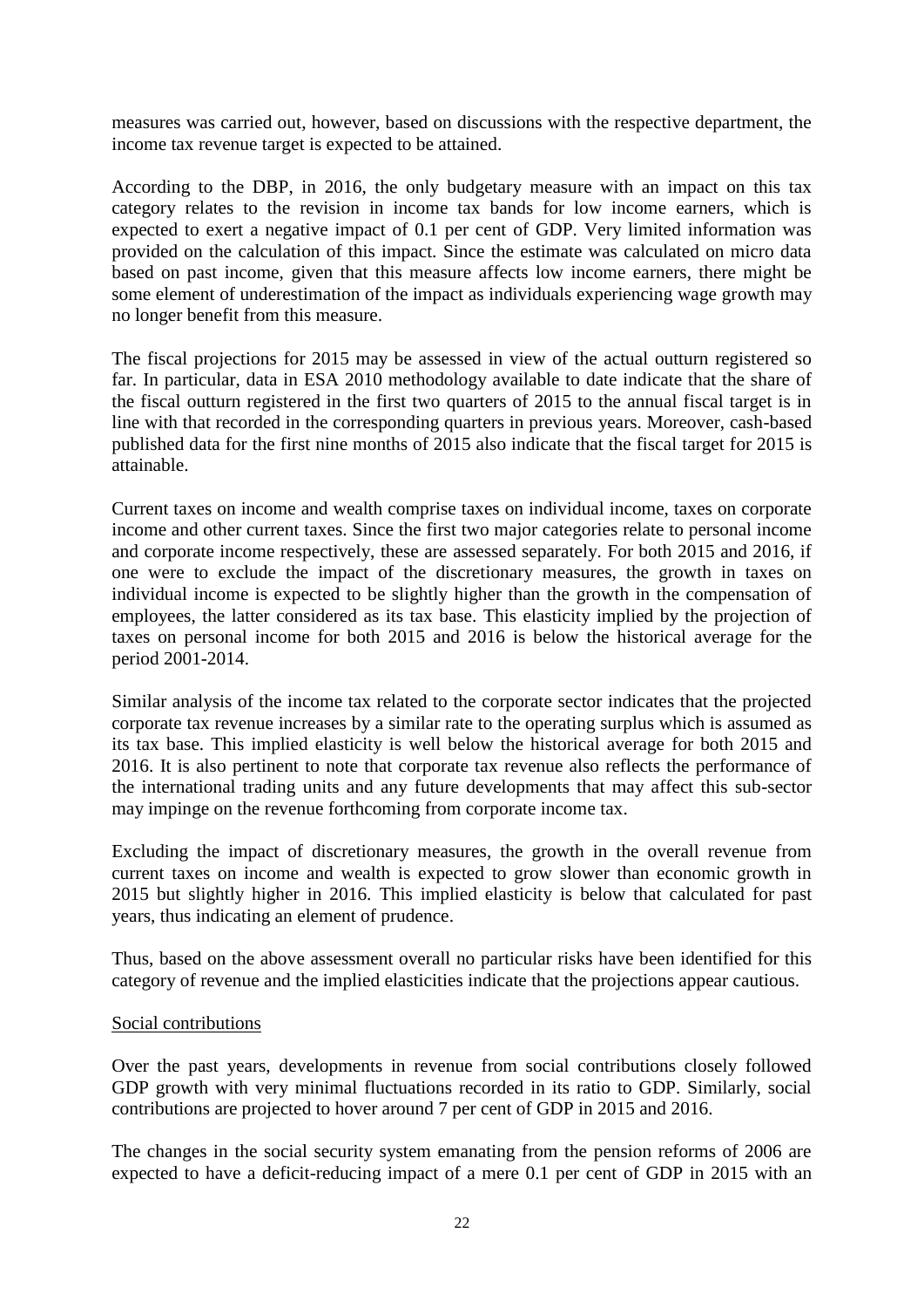measures was carried out, however, based on discussions with the respective department, the income tax revenue target is expected to be attained.

According to the DBP, in 2016, the only budgetary measure with an impact on this tax category relates to the revision in income tax bands for low income earners, which is expected to exert a negative impact of 0.1 per cent of GDP. Very limited information was provided on the calculation of this impact. Since the estimate was calculated on micro data based on past income, given that this measure affects low income earners, there might be some element of underestimation of the impact as individuals experiencing wage growth may no longer benefit from this measure.

The fiscal projections for 2015 may be assessed in view of the actual outturn registered so far. In particular, data in ESA 2010 methodology available to date indicate that the share of the fiscal outturn registered in the first two quarters of 2015 to the annual fiscal target is in line with that recorded in the corresponding quarters in previous years. Moreover, cash-based published data for the first nine months of 2015 also indicate that the fiscal target for 2015 is attainable.

Current taxes on income and wealth comprise taxes on individual income, taxes on corporate income and other current taxes. Since the first two major categories relate to personal income and corporate income respectively, these are assessed separately. For both 2015 and 2016, if one were to exclude the impact of the discretionary measures, the growth in taxes on individual income is expected to be slightly higher than the growth in the compensation of employees, the latter considered as its tax base. This elasticity implied by the projection of taxes on personal income for both 2015 and 2016 is below the historical average for the period 2001-2014.

Similar analysis of the income tax related to the corporate sector indicates that the projected corporate tax revenue increases by a similar rate to the operating surplus which is assumed as its tax base. This implied elasticity is well below the historical average for both 2015 and 2016. It is also pertinent to note that corporate tax revenue also reflects the performance of the international trading units and any future developments that may affect this sub-sector may impinge on the revenue forthcoming from corporate income tax.

Excluding the impact of discretionary measures, the growth in the overall revenue from current taxes on income and wealth is expected to grow slower than economic growth in 2015 but slightly higher in 2016. This implied elasticity is below that calculated for past years, thus indicating an element of prudence.

Thus, based on the above assessment overall no particular risks have been identified for this category of revenue and the implied elasticities indicate that the projections appear cautious.

Social contributions

Over the past years, developments in revenue from social contributions closely followed GDP growth with very minimal fluctuations recorded in its ratio to GDP. Similarly, social contributions are projected to hover around 7 per cent of GDP in 2015 and 2016.

The changes in the social security system emanating from the pension reforms of 2006 are expected to have a deficit-reducing impact of a mere 0.1 per cent of GDP in 2015 with an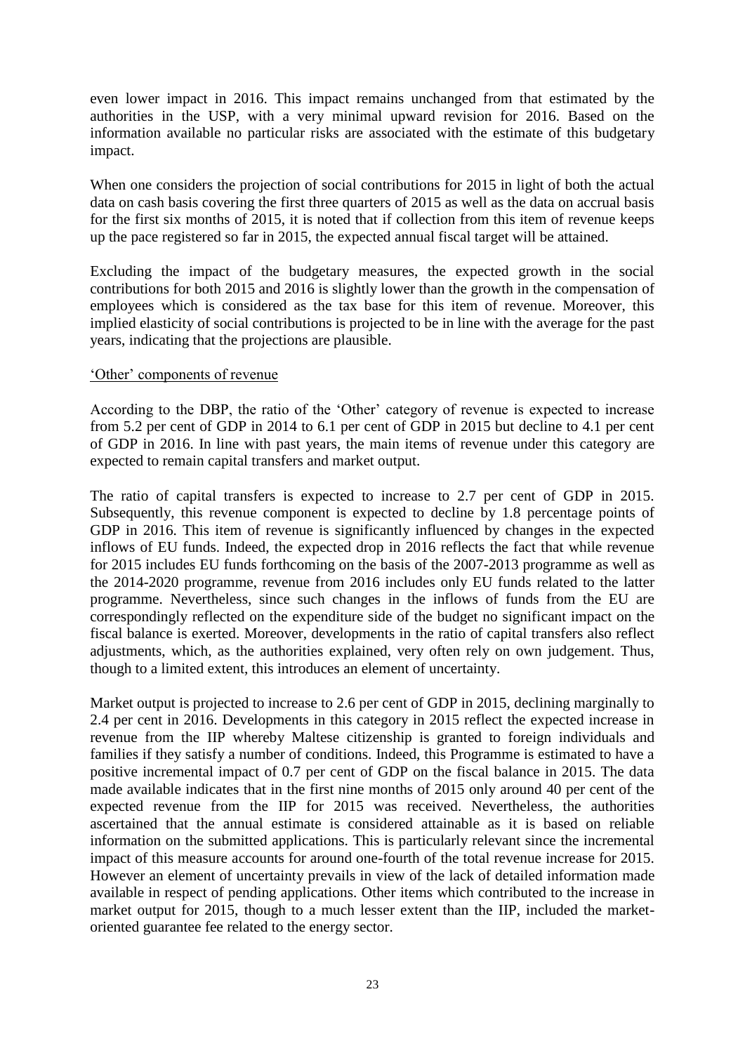even lower impact in 2016. This impact remains unchanged from that estimated by the authorities in the USP, with a very minimal upward revision for 2016. Based on the information available no particular risks are associated with the estimate of this budgetary impact.

When one considers the projection of social contributions for 2015 in light of both the actual data on cash basis covering the first three quarters of 2015 as well as the data on accrual basis for the first six months of 2015, it is noted that if collection from this item of revenue keeps up the pace registered so far in 2015, the expected annual fiscal target will be attained.

Excluding the impact of the budgetary measures, the expected growth in the social contributions for both 2015 and 2016 is slightly lower than the growth in the compensation of employees which is considered as the tax base for this item of revenue. Moreover, this implied elasticity of social contributions is projected to be in line with the average for the past years, indicating that the projections are plausible.

'Other' components of revenue

According to the DBP, the ratio of the 'Other' category of revenue is expected to increase from 5.2 per cent of GDP in 2014 to 6.1 per cent of GDP in 2015 but decline to 4.1 per cent of GDP in 2016. In line with past years, the main items of revenue under this category are expected to remain capital transfers and market output.

The ratio of capital transfers is expected to increase to 2.7 per cent of GDP in 2015. Subsequently, this revenue component is expected to decline by 1.8 percentage points of GDP in 2016. This item of revenue is significantly influenced by changes in the expected inflows of EU funds. Indeed, the expected drop in 2016 reflects the fact that while revenue for 2015 includes EU funds forthcoming on the basis of the 2007-2013 programme as well as the 2014-2020 programme, revenue from 2016 includes only EU funds related to the latter programme. Nevertheless, since such changes in the inflows of funds from the EU are correspondingly reflected on the expenditure side of the budget no significant impact on the fiscal balance is exerted. Moreover, developments in the ratio of capital transfers also reflect adjustments, which, as the authorities explained, very often rely on own judgement. Thus, though to a limited extent, this introduces an element of uncertainty.

Market output is projected to increase to 2.6 per cent of GDP in 2015, declining marginally to 2.4 per cent in 2016. Developments in this category in 2015 reflect the expected increase in revenue from the IIP whereby Maltese citizenship is granted to foreign individuals and families if they satisfy a number of conditions. Indeed, this Programme is estimated to have a positive incremental impact of 0.7 per cent of GDP on the fiscal balance in 2015. The data made available indicates that in the first nine months of 2015 only around 40 per cent of the expected revenue from the IIP for 2015 was received. Nevertheless, the authorities ascertained that the annual estimate is considered attainable as it is based on reliable information on the submitted applications. This is particularly relevant since the incremental impact of this measure accounts for around one-fourth of the total revenue increase for 2015. However an element of uncertainty prevails in view of the lack of detailed information made available in respect of pending applications. Other items which contributed to the increase in market output for 2015, though to a much lesser extent than the IIP, included the market-oriented guarantee fee related to the energy sector.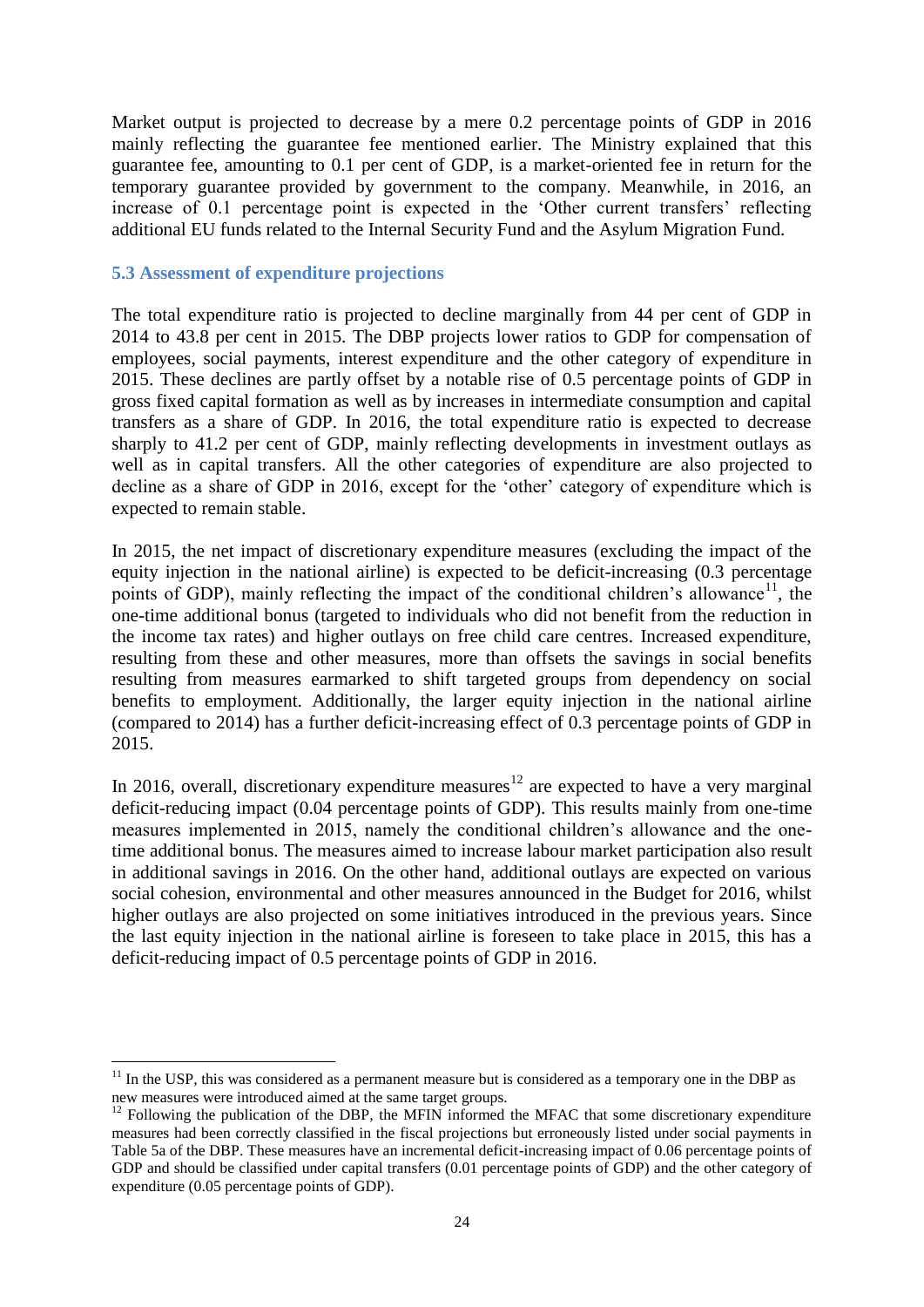Market output is projected to decrease by a mere 0.2 percentage points of GDP in 2016 mainly reflecting the guarantee fee mentioned earlier. The Ministry explained that this guarantee fee, amounting to 0.1 per cent of GDP, is a market-oriented fee in return for the temporary guarantee provided by government to the company. Meanwhile, in 2016, an increase of 0.1 percentage point is expected in the 'Other current transfers' reflecting additional EU funds related to the Internal Security Fund and the Asylum Migration Fund.

### 5.3 Assessment of expenditure projections

The total expenditure ratio is projected to decline marginally from 44 per cent of GDP in 2014 to 43.8 per cent in 2015. The DBP projects lower ratios to GDP for compensation of employees, social payments, interest expenditure and the other category of expenditure in 2015. These declines are partly offset by a notable rise of 0.5 percentage points of GDP in gross fixed capital formation as well as by increases in intermediate consumption and capital transfers as a share of GDP. In 2016, the total expenditure ratio is expected to decrease sharply to 41.2 per cent of GDP, mainly reflecting developments in investment outlays as well as in capital transfers. All the other categories of expenditure are also projected to decline as a share of GDP in 2016, except for the 'other' category of expenditure which is expected to remain stable.

In 2015, the net impact of discretionary expenditure measures (excluding the impact of the equity injection in the national airline) is expected to be deficit-increasing (0.3 percentage points of GDP), mainly reflecting the impact of the conditional children's allowance[11], the one-time additional bonus (targeted to individuals who did not benefit from the reduction in the income tax rates) and higher outlays on free child care centres. Increased expenditure, resulting from these and other measures, more than offsets the savings in social benefits resulting from measures earmarked to shift targeted groups from dependency on social benefits to employment. Additionally, the larger equity injection in the national airline (compared to 2014) has a further deficit-increasing effect of 0.3 percentage points of GDP in 2015.

In 2016, overall, discretionary expenditure measures[12] are expected to have a very marginal deficit-reducing impact (0.04 percentage points of GDP). This results mainly from one-time measures implemented in 2015, namely the conditional children's allowance and the one-time additional bonus. The measures aimed to increase labour market participation also result in additional savings in 2016. On the other hand, additional outlays are expected on various social cohesion, environmental and other measures announced in the Budget for 2016, whilst higher outlays are also projected on some initiatives introduced in the previous years. Since the last equity injection in the national airline is foreseen to take place in 2015, this has a deficit-reducing impact of 0.5 percentage points of GDP in 2016.

---

[11] In the USP, this was considered as a permanent measure but is considered as a temporary one in the DBP as new measures were introduced aimed at the same target groups.

[12] Following the publication of the DBP, the MFIN informed the MFAC that some discretionary expenditure measures had been correctly classified in the fiscal projections but erroneously listed under social payments in Table 5a of the DBP. These measures have an incremental deficit-increasing impact of 0.06 percentage points of GDP and should be classified under capital transfers (0.01 percentage points of GDP) and the other category of expenditure (0.05 percentage points of GDP).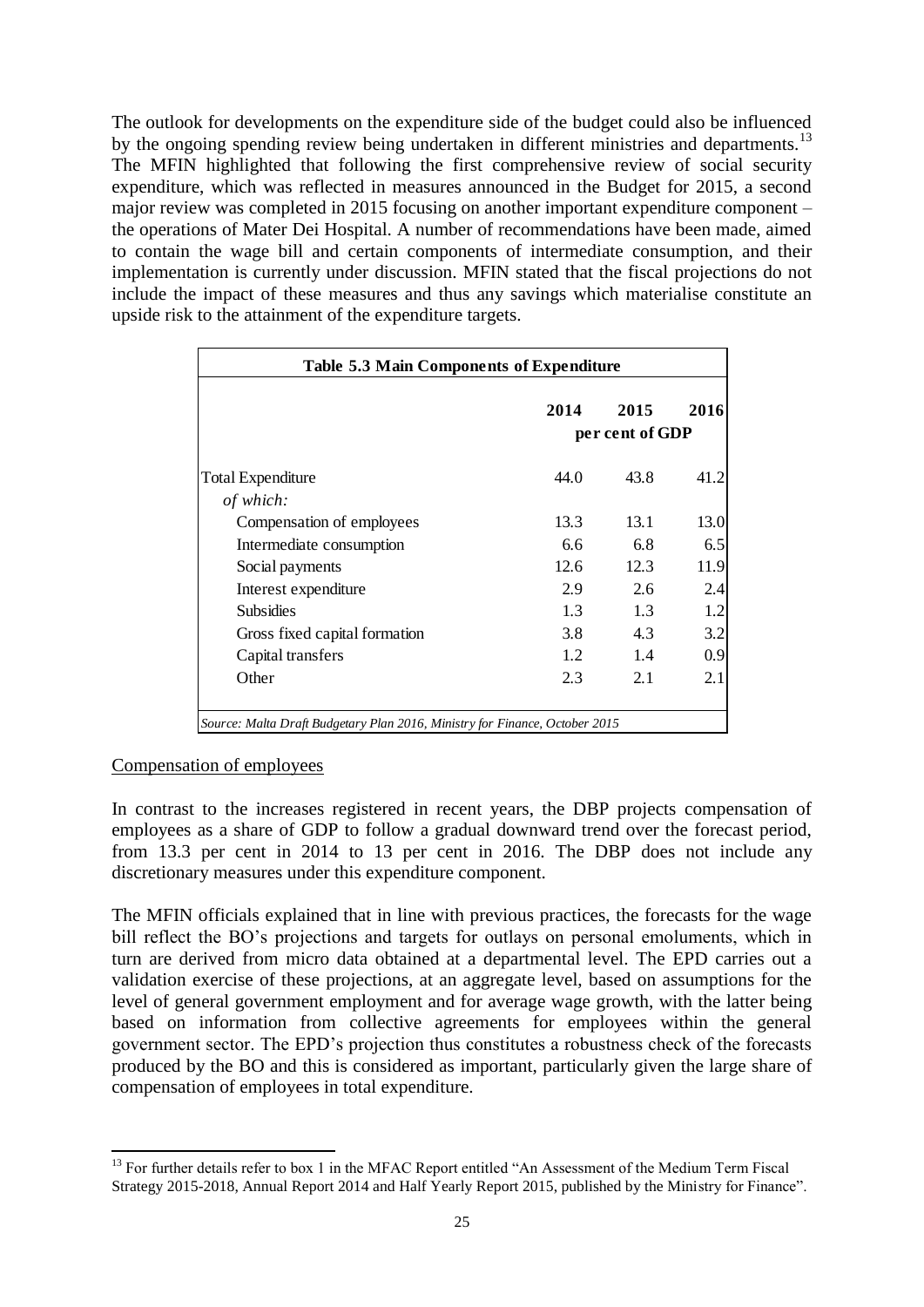The outlook for developments on the expenditure side of the budget could also be influenced by the ongoing spending review being undertaken in different ministries and departments.[13] The MFIN highlighted that following the first comprehensive review of social security expenditure, which was reflected in measures announced in the Budget for 2015, a second major review was completed in 2015 focusing on another important expenditure component – the operations of Mater Dei Hospital. A number of recommendations have been made, aimed to contain the wage bill and certain components of intermediate consumption, and their implementation is currently under discussion. MFIN stated that the fiscal projections do not include the impact of these measures and thus any savings which materialise constitute an upside risk to the attainment of the expenditure targets.

**Table 5.3 Main Components of Expenditure**

| | 2014 | 2015 | 2016 |
|---|---|---|---|
| | per cent of GDP | | |
| Total Expenditure | 44.0 | 43.8 | 41.2 |
| *of which:* | | | |
| Compensation of employees | 13.3 | 13.1 | 13.0 |
| Intermediate consumption | 6.6 | 6.8 | 6.5 |
| Social payments | 12.6 | 12.3 | 11.9 |
| Interest expenditure | 2.9 | 2.6 | 2.4 |
| Subsidies | 1.3 | 1.3 | 1.2 |
| Gross fixed capital formation | 3.8 | 4.3 | 3.2 |
| Capital transfers | 1.2 | 1.4 | 0.9 |
| Other | 2.3 | 2.1 | 2.1 |

*Source: Malta Draft Budgetary Plan 2016, Ministry for Finance, October 2015*

Compensation of employees

In contrast to the increases registered in recent years, the DBP projects compensation of employees as a share of GDP to follow a gradual downward trend over the forecast period, from 13.3 per cent in 2014 to 13 per cent in 2016. The DBP does not include any discretionary measures under this expenditure component.

The MFIN officials explained that in line with previous practices, the forecasts for the wage bill reflect the BO's projections and targets for outlays on personal emoluments, which in turn are derived from micro data obtained at a departmental level. The EPD carries out a validation exercise of these projections, at an aggregate level, based on assumptions for the level of general government employment and for average wage growth, with the latter being based on information from collective agreements for employees within the general government sector. The EPD's projection thus constitutes a robustness check of the forecasts produced by the BO and this is considered as important, particularly given the large share of compensation of employees in total expenditure.

[13] For further details refer to box 1 in the MFAC Report entitled "An Assessment of the Medium Term Fiscal Strategy 2015-2018, Annual Report 2014 and Half Yearly Report 2015, published by the Ministry for Finance".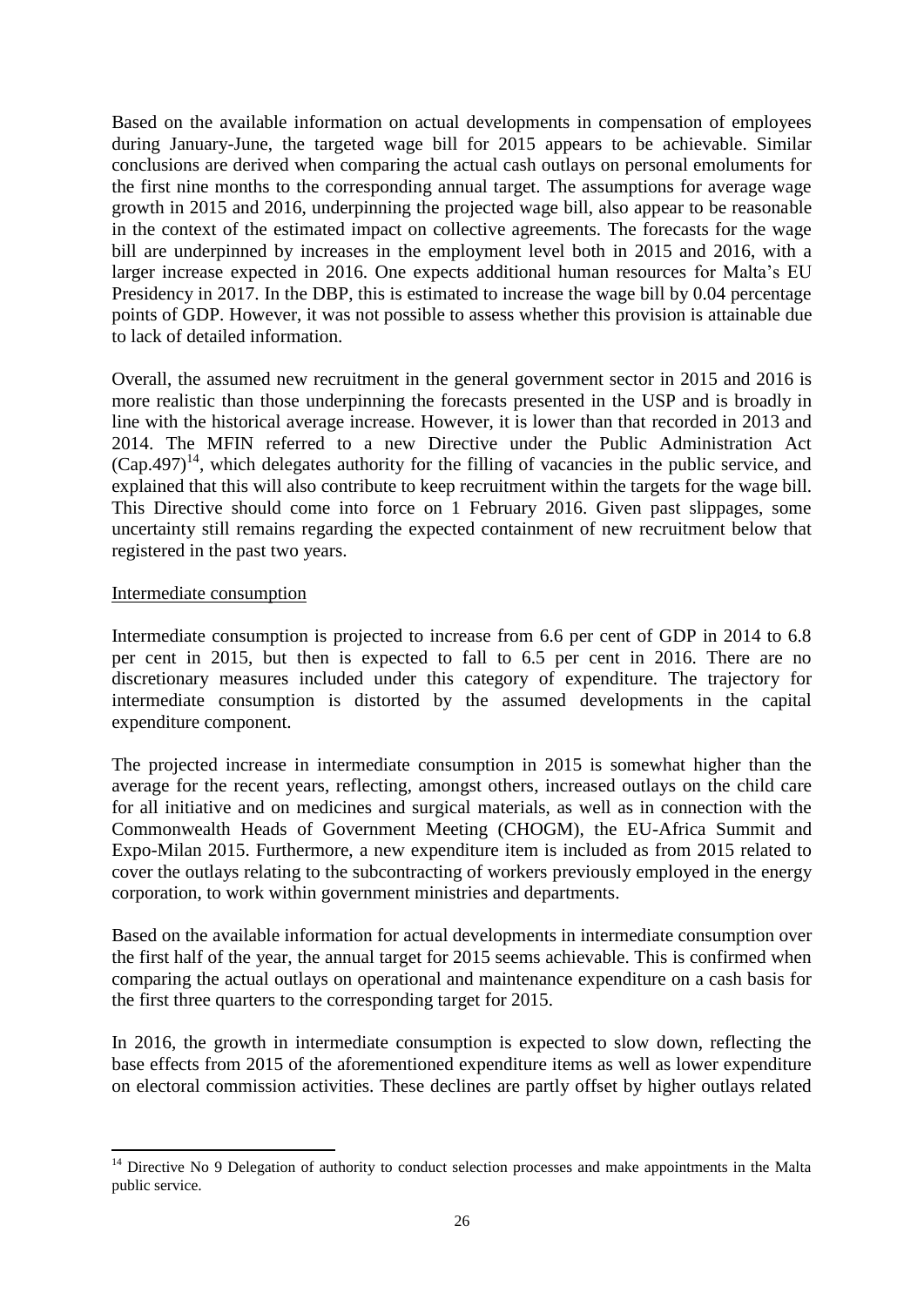Based on the available information on actual developments in compensation of employees during January-June, the targeted wage bill for 2015 appears to be achievable. Similar conclusions are derived when comparing the actual cash outlays on personal emoluments for the first nine months to the corresponding annual target. The assumptions for average wage growth in 2015 and 2016, underpinning the projected wage bill, also appear to be reasonable in the context of the estimated impact on collective agreements. The forecasts for the wage bill are underpinned by increases in the employment level both in 2015 and 2016, with a larger increase expected in 2016. One expects additional human resources for Malta's EU Presidency in 2017. In the DBP, this is estimated to increase the wage bill by 0.04 percentage points of GDP. However, it was not possible to assess whether this provision is attainable due to lack of detailed information.

Overall, the assumed new recruitment in the general government sector in 2015 and 2016 is more realistic than those underpinning the forecasts presented in the USP and is broadly in line with the historical average increase. However, it is lower than that recorded in 2013 and 2014. The MFIN referred to a new Directive under the Public Administration Act (Cap.497)[14], which delegates authority for the filling of vacancies in the public service, and explained that this will also contribute to keep recruitment within the targets for the wage bill. This Directive should come into force on 1 February 2016. Given past slippages, some uncertainty still remains regarding the expected containment of new recruitment below that registered in the past two years.

Intermediate consumption

Intermediate consumption is projected to increase from 6.6 per cent of GDP in 2014 to 6.8 per cent in 2015, but then is expected to fall to 6.5 per cent in 2016. There are no discretionary measures included under this category of expenditure. The trajectory for intermediate consumption is distorted by the assumed developments in the capital expenditure component.

The projected increase in intermediate consumption in 2015 is somewhat higher than the average for the recent years, reflecting, amongst others, increased outlays on the child care for all initiative and on medicines and surgical materials, as well as in connection with the Commonwealth Heads of Government Meeting (CHOGM), the EU-Africa Summit and Expo-Milan 2015. Furthermore, a new expenditure item is included as from 2015 related to cover the outlays relating to the subcontracting of workers previously employed in the energy corporation, to work within government ministries and departments.

Based on the available information for actual developments in intermediate consumption over the first half of the year, the annual target for 2015 seems achievable. This is confirmed when comparing the actual outlays on operational and maintenance expenditure on a cash basis for the first three quarters to the corresponding target for 2015.

In 2016, the growth in intermediate consumption is expected to slow down, reflecting the base effects from 2015 of the aforementioned expenditure items as well as lower expenditure on electoral commission activities. These declines are partly offset by higher outlays related

[14] Directive No 9 Delegation of authority to conduct selection processes and make appointments in the Malta public service.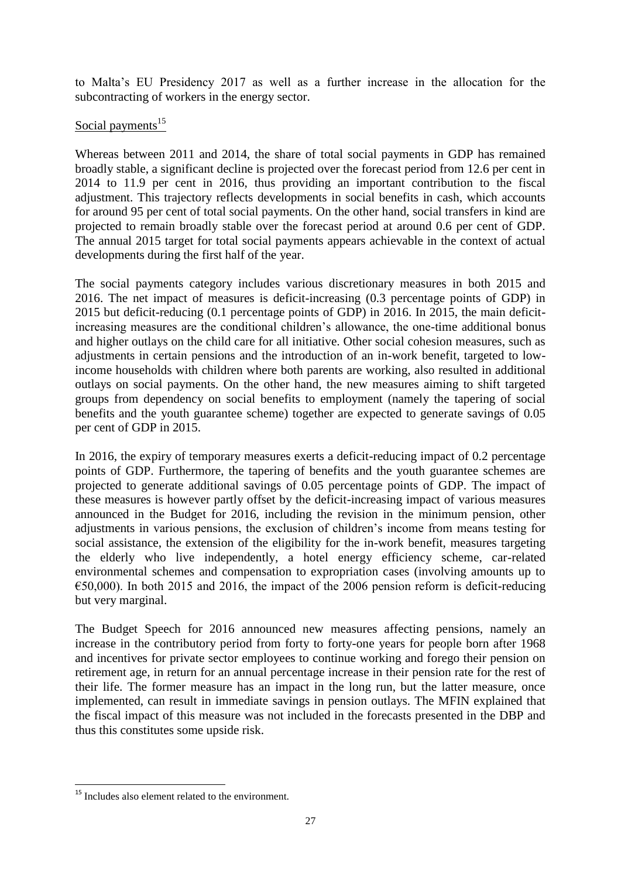to Malta's EU Presidency 2017 as well as a further increase in the allocation for the subcontracting of workers in the energy sector.

Social payments[15]

Whereas between 2011 and 2014, the share of total social payments in GDP has remained broadly stable, a significant decline is projected over the forecast period from 12.6 per cent in 2014 to 11.9 per cent in 2016, thus providing an important contribution to the fiscal adjustment. This trajectory reflects developments in social benefits in cash, which accounts for around 95 per cent of total social payments. On the other hand, social transfers in kind are projected to remain broadly stable over the forecast period at around 0.6 per cent of GDP. The annual 2015 target for total social payments appears achievable in the context of actual developments during the first half of the year.

The social payments category includes various discretionary measures in both 2015 and 2016. The net impact of measures is deficit-increasing (0.3 percentage points of GDP) in 2015 but deficit-reducing (0.1 percentage points of GDP) in 2016. In 2015, the main deficit-increasing measures are the conditional children's allowance, the one-time additional bonus and higher outlays on the child care for all initiative. Other social cohesion measures, such as adjustments in certain pensions and the introduction of an in-work benefit, targeted to low-income households with children where both parents are working, also resulted in additional outlays on social payments. On the other hand, the new measures aiming to shift targeted groups from dependency on social benefits to employment (namely the tapering of social benefits and the youth guarantee scheme) together are expected to generate savings of 0.05 per cent of GDP in 2015.

In 2016, the expiry of temporary measures exerts a deficit-reducing impact of 0.2 percentage points of GDP. Furthermore, the tapering of benefits and the youth guarantee schemes are projected to generate additional savings of 0.05 percentage points of GDP. The impact of these measures is however partly offset by the deficit-increasing impact of various measures announced in the Budget for 2016, including the revision in the minimum pension, other adjustments in various pensions, the exclusion of children's income from means testing for social assistance, the extension of the eligibility for the in-work benefit, measures targeting the elderly who live independently, a hotel energy efficiency scheme, car-related environmental schemes and compensation to expropriation cases (involving amounts up to €50,000). In both 2015 and 2016, the impact of the 2006 pension reform is deficit-reducing but very marginal.

The Budget Speech for 2016 announced new measures affecting pensions, namely an increase in the contributory period from forty to forty-one years for people born after 1968 and incentives for private sector employees to continue working and forego their pension on retirement age, in return for an annual percentage increase in their pension rate for the rest of their life. The former measure has an impact in the long run, but the latter measure, once implemented, can result in immediate savings in pension outlays. The MFIN explained that the fiscal impact of this measure was not included in the forecasts presented in the DBP and thus this constitutes some upside risk.

[15] Includes also element related to the environment.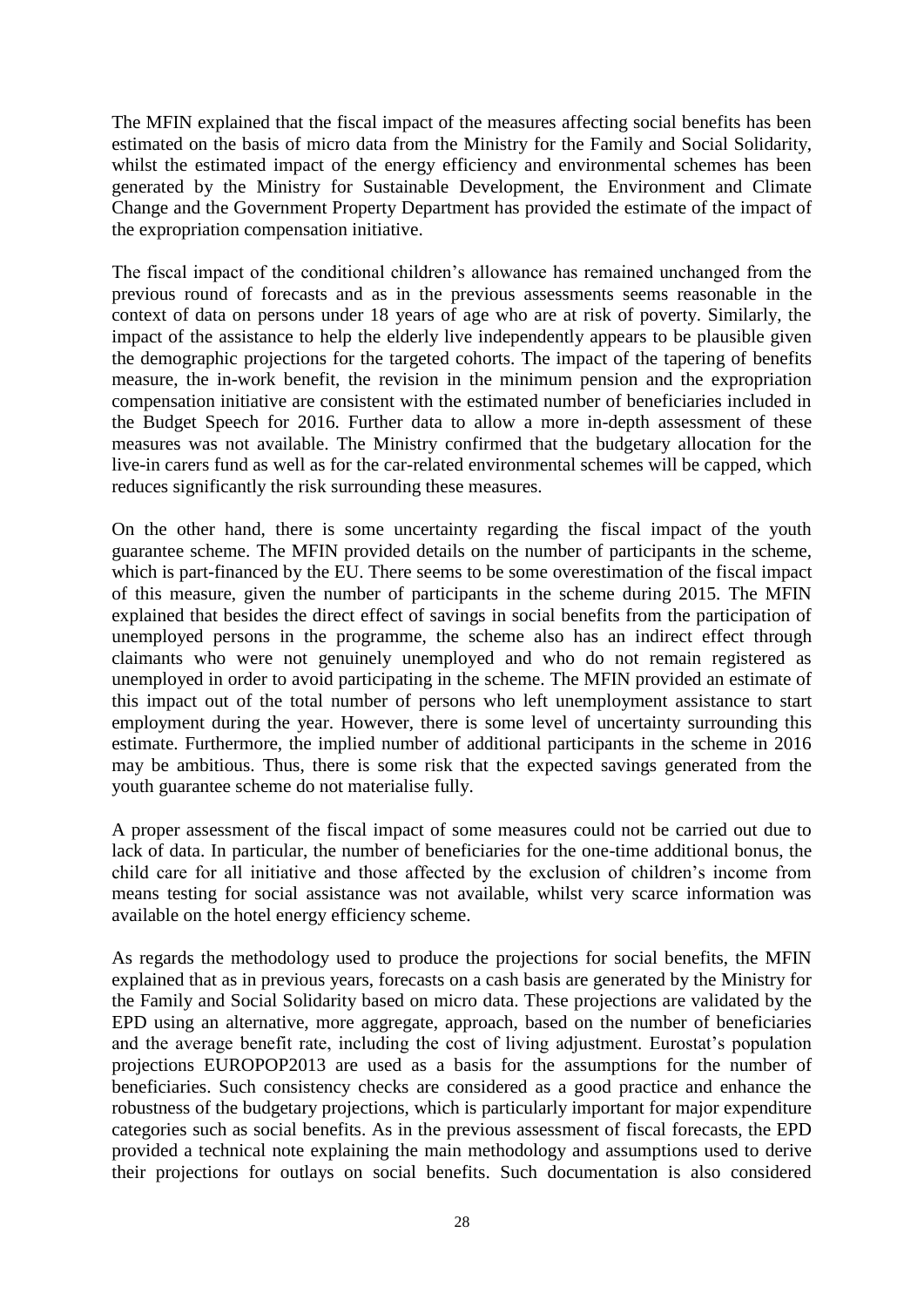The MFIN explained that the fiscal impact of the measures affecting social benefits has been estimated on the basis of micro data from the Ministry for the Family and Social Solidarity, whilst the estimated impact of the energy efficiency and environmental schemes has been generated by the Ministry for Sustainable Development, the Environment and Climate Change and the Government Property Department has provided the estimate of the impact of the expropriation compensation initiative.

The fiscal impact of the conditional children's allowance has remained unchanged from the previous round of forecasts and as in the previous assessments seems reasonable in the context of data on persons under 18 years of age who are at risk of poverty. Similarly, the impact of the assistance to help the elderly live independently appears to be plausible given the demographic projections for the targeted cohorts. The impact of the tapering of benefits measure, the in-work benefit, the revision in the minimum pension and the expropriation compensation initiative are consistent with the estimated number of beneficiaries included in the Budget Speech for 2016. Further data to allow a more in-depth assessment of these measures was not available. The Ministry confirmed that the budgetary allocation for the live-in carers fund as well as for the car-related environmental schemes will be capped, which reduces significantly the risk surrounding these measures.

On the other hand, there is some uncertainty regarding the fiscal impact of the youth guarantee scheme. The MFIN provided details on the number of participants in the scheme, which is part-financed by the EU. There seems to be some overestimation of the fiscal impact of this measure, given the number of participants in the scheme during 2015. The MFIN explained that besides the direct effect of savings in social benefits from the participation of unemployed persons in the programme, the scheme also has an indirect effect through claimants who were not genuinely unemployed and who do not remain registered as unemployed in order to avoid participating in the scheme. The MFIN provided an estimate of this impact out of the total number of persons who left unemployment assistance to start employment during the year. However, there is some level of uncertainty surrounding this estimate. Furthermore, the implied number of additional participants in the scheme in 2016 may be ambitious. Thus, there is some risk that the expected savings generated from the youth guarantee scheme do not materialise fully.

A proper assessment of the fiscal impact of some measures could not be carried out due to lack of data. In particular, the number of beneficiaries for the one-time additional bonus, the child care for all initiative and those affected by the exclusion of children's income from means testing for social assistance was not available, whilst very scarce information was available on the hotel energy efficiency scheme.

As regards the methodology used to produce the projections for social benefits, the MFIN explained that as in previous years, forecasts on a cash basis are generated by the Ministry for the Family and Social Solidarity based on micro data. These projections are validated by the EPD using an alternative, more aggregate, approach, based on the number of beneficiaries and the average benefit rate, including the cost of living adjustment. Eurostat's population projections EUROPOP2013 are used as a basis for the assumptions for the number of beneficiaries. Such consistency checks are considered as a good practice and enhance the robustness of the budgetary projections, which is particularly important for major expenditure categories such as social benefits. As in the previous assessment of fiscal forecasts, the EPD provided a technical note explaining the main methodology and assumptions used to derive their projections for outlays on social benefits. Such documentation is also considered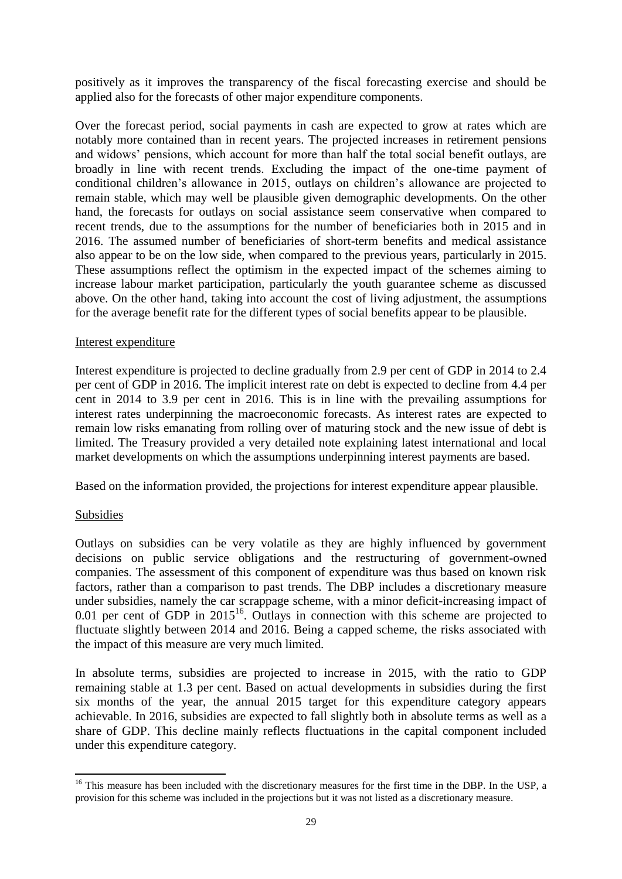positively as it improves the transparency of the fiscal forecasting exercise and should be applied also for the forecasts of other major expenditure components.

Over the forecast period, social payments in cash are expected to grow at rates which are notably more contained than in recent years. The projected increases in retirement pensions and widows' pensions, which account for more than half the total social benefit outlays, are broadly in line with recent trends. Excluding the impact of the one-time payment of conditional children's allowance in 2015, outlays on children's allowance are projected to remain stable, which may well be plausible given demographic developments. On the other hand, the forecasts for outlays on social assistance seem conservative when compared to recent trends, due to the assumptions for the number of beneficiaries both in 2015 and in 2016. The assumed number of beneficiaries of short-term benefits and medical assistance also appear to be on the low side, when compared to the previous years, particularly in 2015. These assumptions reflect the optimism in the expected impact of the schemes aiming to increase labour market participation, particularly the youth guarantee scheme as discussed above. On the other hand, taking into account the cost of living adjustment, the assumptions for the average benefit rate for the different types of social benefits appear to be plausible.

Interest expenditure

Interest expenditure is projected to decline gradually from 2.9 per cent of GDP in 2014 to 2.4 per cent of GDP in 2016. The implicit interest rate on debt is expected to decline from 4.4 per cent in 2014 to 3.9 per cent in 2016. This is in line with the prevailing assumptions for interest rates underpinning the macroeconomic forecasts. As interest rates are expected to remain low risks emanating from rolling over of maturing stock and the new issue of debt is limited. The Treasury provided a very detailed note explaining latest international and local market developments on which the assumptions underpinning interest payments are based.

Based on the information provided, the projections for interest expenditure appear plausible.

Subsidies

Outlays on subsidies can be very volatile as they are highly influenced by government decisions on public service obligations and the restructuring of government-owned companies. The assessment of this component of expenditure was thus based on known risk factors, rather than a comparison to past trends. The DBP includes a discretionary measure under subsidies, namely the car scrappage scheme, with a minor deficit-increasing impact of 0.01 per cent of GDP in 2015[16]. Outlays in connection with this scheme are projected to fluctuate slightly between 2014 and 2016. Being a capped scheme, the risks associated with the impact of this measure are very much limited.

In absolute terms, subsidies are projected to increase in 2015, with the ratio to GDP remaining stable at 1.3 per cent. Based on actual developments in subsidies during the first six months of the year, the annual 2015 target for this expenditure category appears achievable. In 2016, subsidies are expected to fall slightly both in absolute terms as well as a share of GDP. This decline mainly reflects fluctuations in the capital component included under this expenditure category.

[16] This measure has been included with the discretionary measures for the first time in the DBP. In the USP, a provision for this scheme was included in the projections but it was not listed as a discretionary measure.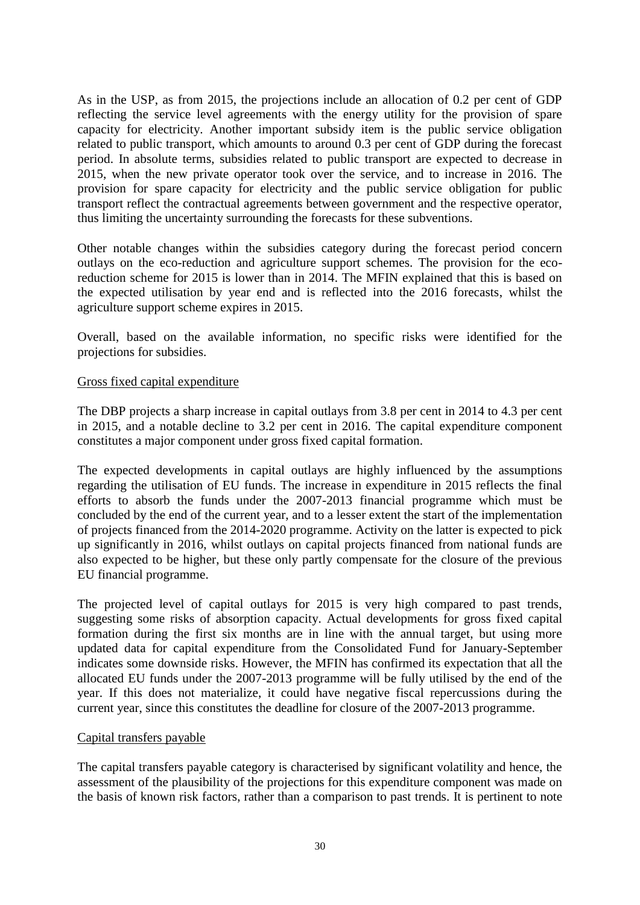As in the USP, as from 2015, the projections include an allocation of 0.2 per cent of GDP reflecting the service level agreements with the energy utility for the provision of spare capacity for electricity. Another important subsidy item is the public service obligation related to public transport, which amounts to around 0.3 per cent of GDP during the forecast period. In absolute terms, subsidies related to public transport are expected to decrease in 2015, when the new private operator took over the service, and to increase in 2016. The provision for spare capacity for electricity and the public service obligation for public transport reflect the contractual agreements between government and the respective operator, thus limiting the uncertainty surrounding the forecasts for these subventions.

Other notable changes within the subsidies category during the forecast period concern outlays on the eco-reduction and agriculture support schemes. The provision for the eco-reduction scheme for 2015 is lower than in 2014. The MFIN explained that this is based on the expected utilisation by year end and is reflected into the 2016 forecasts, whilst the agriculture support scheme expires in 2015.

Overall, based on the available information, no specific risks were identified for the projections for subsidies.

Gross fixed capital expenditure

The DBP projects a sharp increase in capital outlays from 3.8 per cent in 2014 to 4.3 per cent in 2015, and a notable decline to 3.2 per cent in 2016. The capital expenditure component constitutes a major component under gross fixed capital formation.

The expected developments in capital outlays are highly influenced by the assumptions regarding the utilisation of EU funds. The increase in expenditure in 2015 reflects the final efforts to absorb the funds under the 2007-2013 financial programme which must be concluded by the end of the current year, and to a lesser extent the start of the implementation of projects financed from the 2014-2020 programme. Activity on the latter is expected to pick up significantly in 2016, whilst outlays on capital projects financed from national funds are also expected to be higher, but these only partly compensate for the closure of the previous EU financial programme.

The projected level of capital outlays for 2015 is very high compared to past trends, suggesting some risks of absorption capacity. Actual developments for gross fixed capital formation during the first six months are in line with the annual target, but using more updated data for capital expenditure from the Consolidated Fund for January-September indicates some downside risks. However, the MFIN has confirmed its expectation that all the allocated EU funds under the 2007-2013 programme will be fully utilised by the end of the year. If this does not materialize, it could have negative fiscal repercussions during the current year, since this constitutes the deadline for closure of the 2007-2013 programme.

Capital transfers payable

The capital transfers payable category is characterised by significant volatility and hence, the assessment of the plausibility of the projections for this expenditure component was made on the basis of known risk factors, rather than a comparison to past trends. It is pertinent to note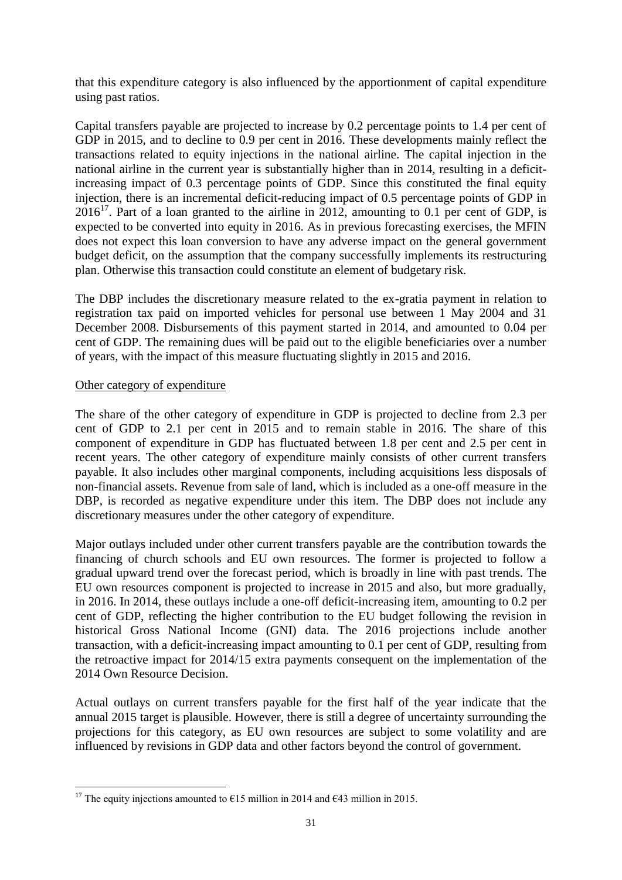that this expenditure category is also influenced by the apportionment of capital expenditure using past ratios.

Capital transfers payable are projected to increase by 0.2 percentage points to 1.4 per cent of GDP in 2015, and to decline to 0.9 per cent in 2016. These developments mainly reflect the transactions related to equity injections in the national airline. The capital injection in the national airline in the current year is substantially higher than in 2014, resulting in a deficit-increasing impact of 0.3 percentage points of GDP. Since this constituted the final equity injection, there is an incremental deficit-reducing impact of 0.5 percentage points of GDP in 2016[17]. Part of a loan granted to the airline in 2012, amounting to 0.1 per cent of GDP, is expected to be converted into equity in 2016. As in previous forecasting exercises, the MFIN does not expect this loan conversion to have any adverse impact on the general government budget deficit, on the assumption that the company successfully implements its restructuring plan. Otherwise this transaction could constitute an element of budgetary risk.

The DBP includes the discretionary measure related to the ex-gratia payment in relation to registration tax paid on imported vehicles for personal use between 1 May 2004 and 31 December 2008. Disbursements of this payment started in 2014, and amounted to 0.04 per cent of GDP. The remaining dues will be paid out to the eligible beneficiaries over a number of years, with the impact of this measure fluctuating slightly in 2015 and 2016.

Other category of expenditure

The share of the other category of expenditure in GDP is projected to decline from 2.3 per cent of GDP to 2.1 per cent in 2015 and to remain stable in 2016. The share of this component of expenditure in GDP has fluctuated between 1.8 per cent and 2.5 per cent in recent years. The other category of expenditure mainly consists of other current transfers payable. It also includes other marginal components, including acquisitions less disposals of non-financial assets. Revenue from sale of land, which is included as a one-off measure in the DBP, is recorded as negative expenditure under this item. The DBP does not include any discretionary measures under the other category of expenditure.

Major outlays included under other current transfers payable are the contribution towards the financing of church schools and EU own resources. The former is projected to follow a gradual upward trend over the forecast period, which is broadly in line with past trends. The EU own resources component is projected to increase in 2015 and also, but more gradually, in 2016. In 2014, these outlays include a one-off deficit-increasing item, amounting to 0.2 per cent of GDP, reflecting the higher contribution to the EU budget following the revision in historical Gross National Income (GNI) data. The 2016 projections include another transaction, with a deficit-increasing impact amounting to 0.1 per cent of GDP, resulting from the retroactive impact for 2014/15 extra payments consequent on the implementation of the 2014 Own Resource Decision.

Actual outlays on current transfers payable for the first half of the year indicate that the annual 2015 target is plausible. However, there is still a degree of uncertainty surrounding the projections for this category, as EU own resources are subject to some volatility and are influenced by revisions in GDP data and other factors beyond the control of government.

---

[17] The equity injections amounted to €15 million in 2014 and €43 million in 2015.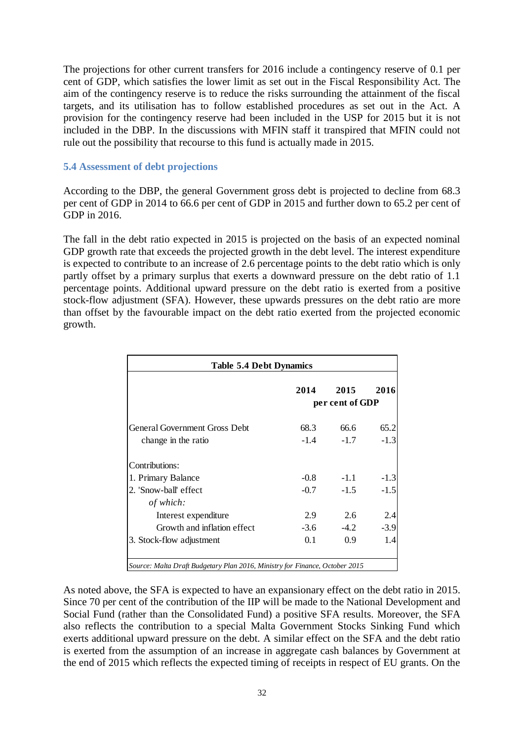The projections for other current transfers for 2016 include a contingency reserve of 0.1 per cent of GDP, which satisfies the lower limit as set out in the Fiscal Responsibility Act. The aim of the contingency reserve is to reduce the risks surrounding the attainment of the fiscal targets, and its utilisation has to follow established procedures as set out in the Act. A provision for the contingency reserve had been included in the USP for 2015 but it is not included in the DBP. In the discussions with MFIN staff it transpired that MFIN could not rule out the possibility that recourse to this fund is actually made in 2015.

### 5.4 Assessment of debt projections

According to the DBP, the general Government gross debt is projected to decline from 68.3 per cent of GDP in 2014 to 66.6 per cent of GDP in 2015 and further down to 65.2 per cent of GDP in 2016.

The fall in the debt ratio expected in 2015 is projected on the basis of an expected nominal GDP growth rate that exceeds the projected growth in the debt level. The interest expenditure is expected to contribute to an increase of 2.6 percentage points to the debt ratio which is only partly offset by a primary surplus that exerts a downward pressure on the debt ratio of 1.1 percentage points. Additional upward pressure on the debt ratio is exerted from a positive stock-flow adjustment (SFA). However, these upwards pressures on the debt ratio are more than offset by the favourable impact on the debt ratio exerted from the projected economic growth.

**Table 5.4 Debt Dynamics**

| | 2014 | 2015 | 2016 |
|---|---|---|---|
| | | per cent of GDP | |
| General Government Gross Debt | 68.3 | 66.6 | 65.2 |
| change in the ratio | -1.4 | -1.7 | -1.3 |
| Contributions: | | | |
| 1. Primary Balance | -0.8 | -1.1 | -1.3 |
| 2. 'Snow-ball' effect | -0.7 | -1.5 | -1.5 |
| *of which:* | | | |
| Interest expenditure | 2.9 | 2.6 | 2.4 |
| Growth and inflation effect | -3.6 | -4.2 | -3.9 |
| 3. Stock-flow adjustment | 0.1 | 0.9 | 1.4 |

*Source: Malta Draft Budgetary Plan 2016, Ministry for Finance, October 2015*

As noted above, the SFA is expected to have an expansionary effect on the debt ratio in 2015. Since 70 per cent of the contribution of the IIP will be made to the National Development and Social Fund (rather than the Consolidated Fund) a positive SFA results. Moreover, the SFA also reflects the contribution to a special Malta Government Stocks Sinking Fund which exerts additional upward pressure on the debt. A similar effect on the SFA and the debt ratio is exerted from the assumption of an increase in aggregate cash balances by Government at the end of 2015 which reflects the expected timing of receipts in respect of EU grants. On the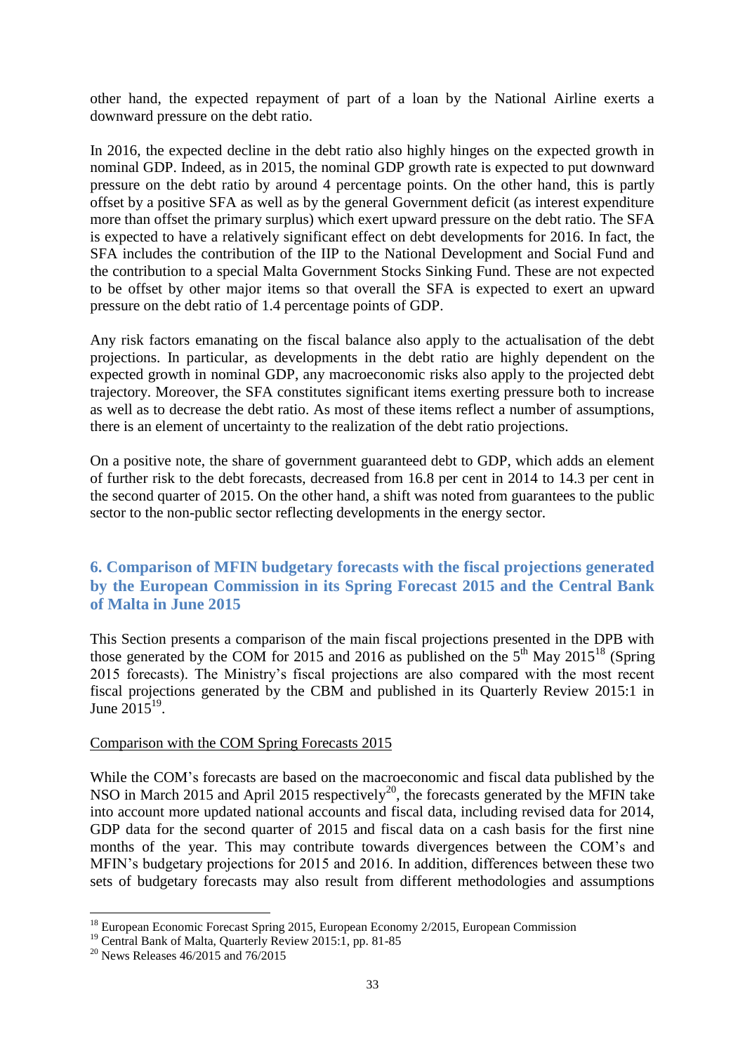other hand, the expected repayment of part of a loan by the National Airline exerts a downward pressure on the debt ratio.

In 2016, the expected decline in the debt ratio also highly hinges on the expected growth in nominal GDP. Indeed, as in 2015, the nominal GDP growth rate is expected to put downward pressure on the debt ratio by around 4 percentage points. On the other hand, this is partly offset by a positive SFA as well as by the general Government deficit (as interest expenditure more than offset the primary surplus) which exert upward pressure on the debt ratio. The SFA is expected to have a relatively significant effect on debt developments for 2016. In fact, the SFA includes the contribution of the IIP to the National Development and Social Fund and the contribution to a special Malta Government Stocks Sinking Fund. These are not expected to be offset by other major items so that overall the SFA is expected to exert an upward pressure on the debt ratio of 1.4 percentage points of GDP.

Any risk factors emanating on the fiscal balance also apply to the actualisation of the debt projections. In particular, as developments in the debt ratio are highly dependent on the expected growth in nominal GDP, any macroeconomic risks also apply to the projected debt trajectory. Moreover, the SFA constitutes significant items exerting pressure both to increase as well as to decrease the debt ratio. As most of these items reflect a number of assumptions, there is an element of uncertainty to the realization of the debt ratio projections.

On a positive note, the share of government guaranteed debt to GDP, which adds an element of further risk to the debt forecasts, decreased from 16.8 per cent in 2014 to 14.3 per cent in the second quarter of 2015. On the other hand, a shift was noted from guarantees to the public sector to the non-public sector reflecting developments in the energy sector.

## 6. Comparison of MFIN budgetary forecasts with the fiscal projections generated by the European Commission in its Spring Forecast 2015 and the Central Bank of Malta in June 2015

This Section presents a comparison of the main fiscal projections presented in the DPB with those generated by the COM for 2015 and 2016 as published on the 5th May 2015[18] (Spring 2015 forecasts). The Ministry's fiscal projections are also compared with the most recent fiscal projections generated by the CBM and published in its Quarterly Review 2015:1 in June 2015[19].

Comparison with the COM Spring Forecasts 2015

While the COM's forecasts are based on the macroeconomic and fiscal data published by the NSO in March 2015 and April 2015 respectively[20], the forecasts generated by the MFIN take into account more updated national accounts and fiscal data, including revised data for 2014, GDP data for the second quarter of 2015 and fiscal data on a cash basis for the first nine months of the year. This may contribute towards divergences between the COM's and MFIN's budgetary projections for 2015 and 2016. In addition, differences between these two sets of budgetary forecasts may also result from different methodologies and assumptions

---

[18] European Economic Forecast Spring 2015, European Economy 2/2015, European Commission

[19] Central Bank of Malta, Quarterly Review 2015:1, pp. 81-85

[20] News Releases 46/2015 and 76/2015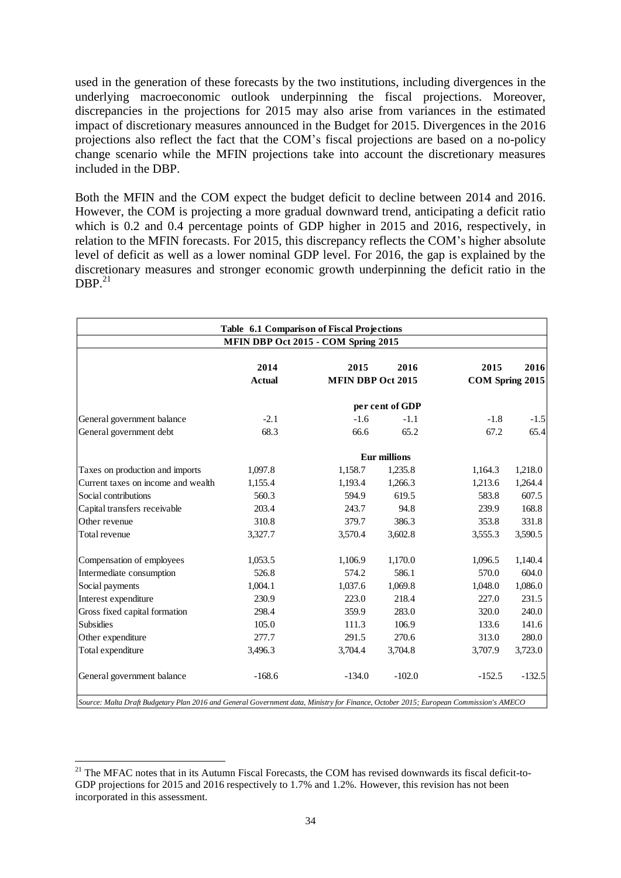used in the generation of these forecasts by the two institutions, including divergences in the underlying macroeconomic outlook underpinning the fiscal projections. Moreover, discrepancies in the projections for 2015 may also arise from variances in the estimated impact of discretionary measures announced in the Budget for 2015. Divergences in the 2016 projections also reflect the fact that the COM's fiscal projections are based on a no-policy change scenario while the MFIN projections take into account the discretionary measures included in the DBP.

Both the MFIN and the COM expect the budget deficit to decline between 2014 and 2016. However, the COM is projecting a more gradual downward trend, anticipating a deficit ratio which is 0.2 and 0.4 percentage points of GDP higher in 2015 and 2016, respectively, in relation to the MFIN forecasts. For 2015, this discrepancy reflects the COM's higher absolute level of deficit as well as a lower nominal GDP level. For 2016, the gap is explained by the discretionary measures and stronger economic growth underpinning the deficit ratio in the DBP.[21]

**Table 6.1 Comparison of Fiscal Projections**

**MFIN DBP Oct 2015 - COM Spring 2015**

| | 2014 | 2015 | 2016 | 2015 | 2016 |
|---|---|---|---|---|---|
| | Actual | MFIN DBP Oct 2015 | | COM Spring 2015 | |
| | | per cent of GDP | | | |
| General government balance | -2.1 | -1.6 | -1.1 | -1.8 | -1.5 |
| General government debt | 68.3 | 66.6 | 65.2 | 67.2 | 65.4 |
| | | Eur millions | | | |
| Taxes on production and imports | 1,097.8 | 1,158.7 | 1,235.8 | 1,164.3 | 1,218.0 |
| Current taxes on income and wealth | 1,155.4 | 1,193.4 | 1,266.3 | 1,213.6 | 1,264.4 |
| Social contributions | 560.3 | 594.9 | 619.5 | 583.8 | 607.5 |
| Capital transfers receivable | 203.4 | 243.7 | 94.8 | 239.9 | 168.8 |
| Other revenue | 310.8 | 379.7 | 386.3 | 353.8 | 331.8 |
| Total revenue | 3,327.7 | 3,570.4 | 3,602.8 | 3,555.3 | 3,590.5 |
| Compensation of employees | 1,053.5 | 1,106.9 | 1,170.0 | 1,096.5 | 1,140.4 |
| Intermediate consumption | 526.8 | 574.2 | 586.1 | 570.0 | 604.0 |
| Social payments | 1,004.1 | 1,037.6 | 1,069.8 | 1,048.0 | 1,086.0 |
| Interest expenditure | 230.9 | 223.0 | 218.4 | 227.0 | 231.5 |
| Gross fixed capital formation | 298.4 | 359.9 | 283.0 | 320.0 | 240.0 |
| Subsidies | 105.0 | 111.3 | 106.9 | 133.6 | 141.6 |
| Other expenditure | 277.7 | 291.5 | 270.6 | 313.0 | 280.0 |
| Total expenditure | 3,496.3 | 3,704.4 | 3,704.8 | 3,707.9 | 3,723.0 |
| General government balance | -168.6 | -134.0 | -102.0 | -152.5 | -132.5 |

*Source: Malta Draft Budgetary Plan 2016 and General Government data, Ministry for Finance, October 2015; European Commission's AMECO*

[21] The MFAC notes that in its Autumn Fiscal Forecasts, the COM has revised downwards its fiscal deficit-to-GDP projections for 2015 and 2016 respectively to 1.7% and 1.2%. However, this revision has not been incorporated in this assessment.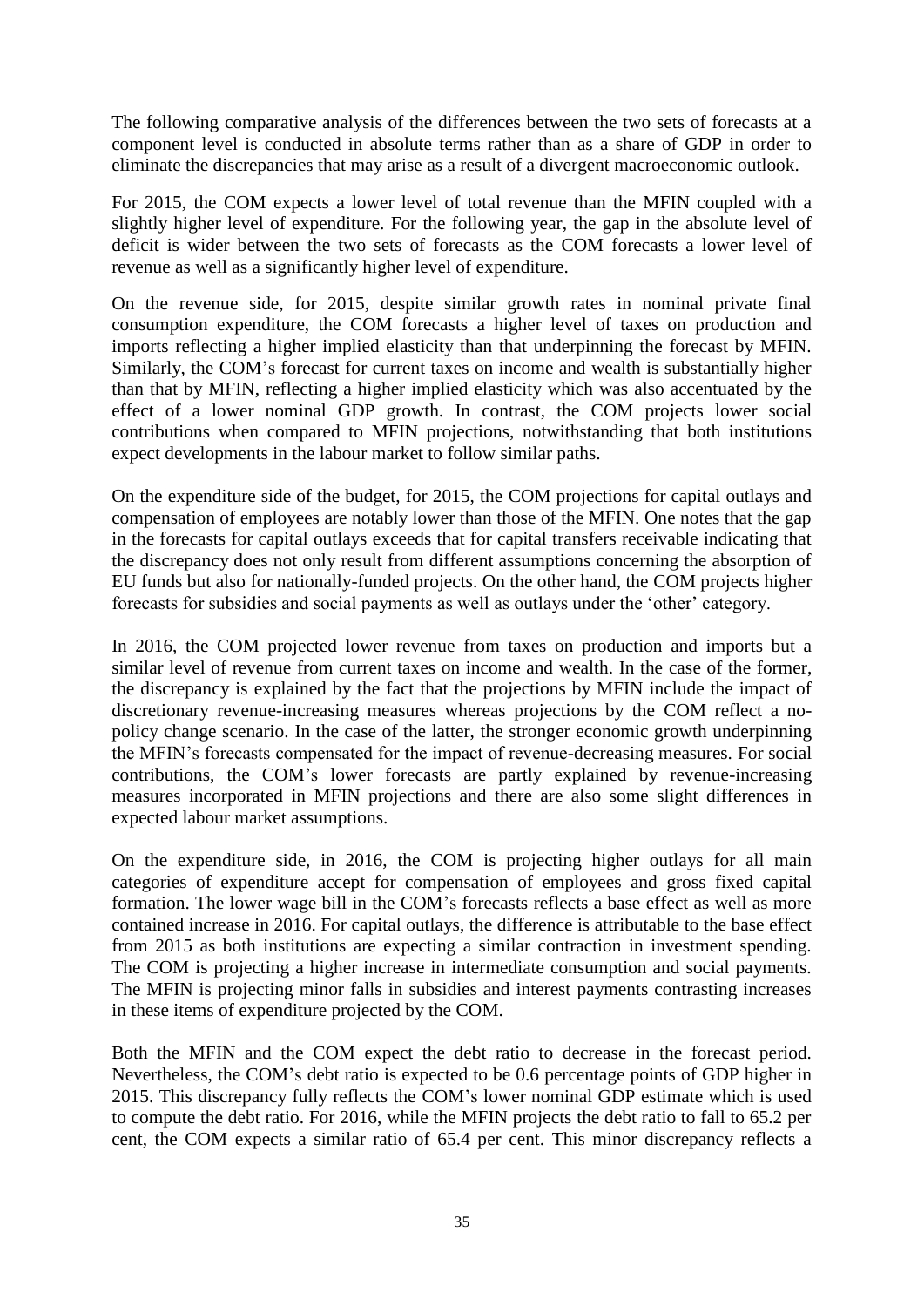The following comparative analysis of the differences between the two sets of forecasts at a component level is conducted in absolute terms rather than as a share of GDP in order to eliminate the discrepancies that may arise as a result of a divergent macroeconomic outlook.

For 2015, the COM expects a lower level of total revenue than the MFIN coupled with a slightly higher level of expenditure. For the following year, the gap in the absolute level of deficit is wider between the two sets of forecasts as the COM forecasts a lower level of revenue as well as a significantly higher level of expenditure.

On the revenue side, for 2015, despite similar growth rates in nominal private final consumption expenditure, the COM forecasts a higher level of taxes on production and imports reflecting a higher implied elasticity than that underpinning the forecast by MFIN. Similarly, the COM's forecast for current taxes on income and wealth is substantially higher than that by MFIN, reflecting a higher implied elasticity which was also accentuated by the effect of a lower nominal GDP growth. In contrast, the COM projects lower social contributions when compared to MFIN projections, notwithstanding that both institutions expect developments in the labour market to follow similar paths.

On the expenditure side of the budget, for 2015, the COM projections for capital outlays and compensation of employees are notably lower than those of the MFIN. One notes that the gap in the forecasts for capital outlays exceeds that for capital transfers receivable indicating that the discrepancy does not only result from different assumptions concerning the absorption of EU funds but also for nationally-funded projects. On the other hand, the COM projects higher forecasts for subsidies and social payments as well as outlays under the 'other' category.

In 2016, the COM projected lower revenue from taxes on production and imports but a similar level of revenue from current taxes on income and wealth. In the case of the former, the discrepancy is explained by the fact that the projections by MFIN include the impact of discretionary revenue-increasing measures whereas projections by the COM reflect a no-policy change scenario. In the case of the latter, the stronger economic growth underpinning the MFIN's forecasts compensated for the impact of revenue-decreasing measures. For social contributions, the COM's lower forecasts are partly explained by revenue-increasing measures incorporated in MFIN projections and there are also some slight differences in expected labour market assumptions.

On the expenditure side, in 2016, the COM is projecting higher outlays for all main categories of expenditure accept for compensation of employees and gross fixed capital formation. The lower wage bill in the COM's forecasts reflects a base effect as well as more contained increase in 2016. For capital outlays, the difference is attributable to the base effect from 2015 as both institutions are expecting a similar contraction in investment spending. The COM is projecting a higher increase in intermediate consumption and social payments. The MFIN is projecting minor falls in subsidies and interest payments contrasting increases in these items of expenditure projected by the COM.

Both the MFIN and the COM expect the debt ratio to decrease in the forecast period. Nevertheless, the COM's debt ratio is expected to be 0.6 percentage points of GDP higher in 2015. This discrepancy fully reflects the COM's lower nominal GDP estimate which is used to compute the debt ratio. For 2016, while the MFIN projects the debt ratio to fall to 65.2 per cent, the COM expects a similar ratio of 65.4 per cent. This minor discrepancy reflects a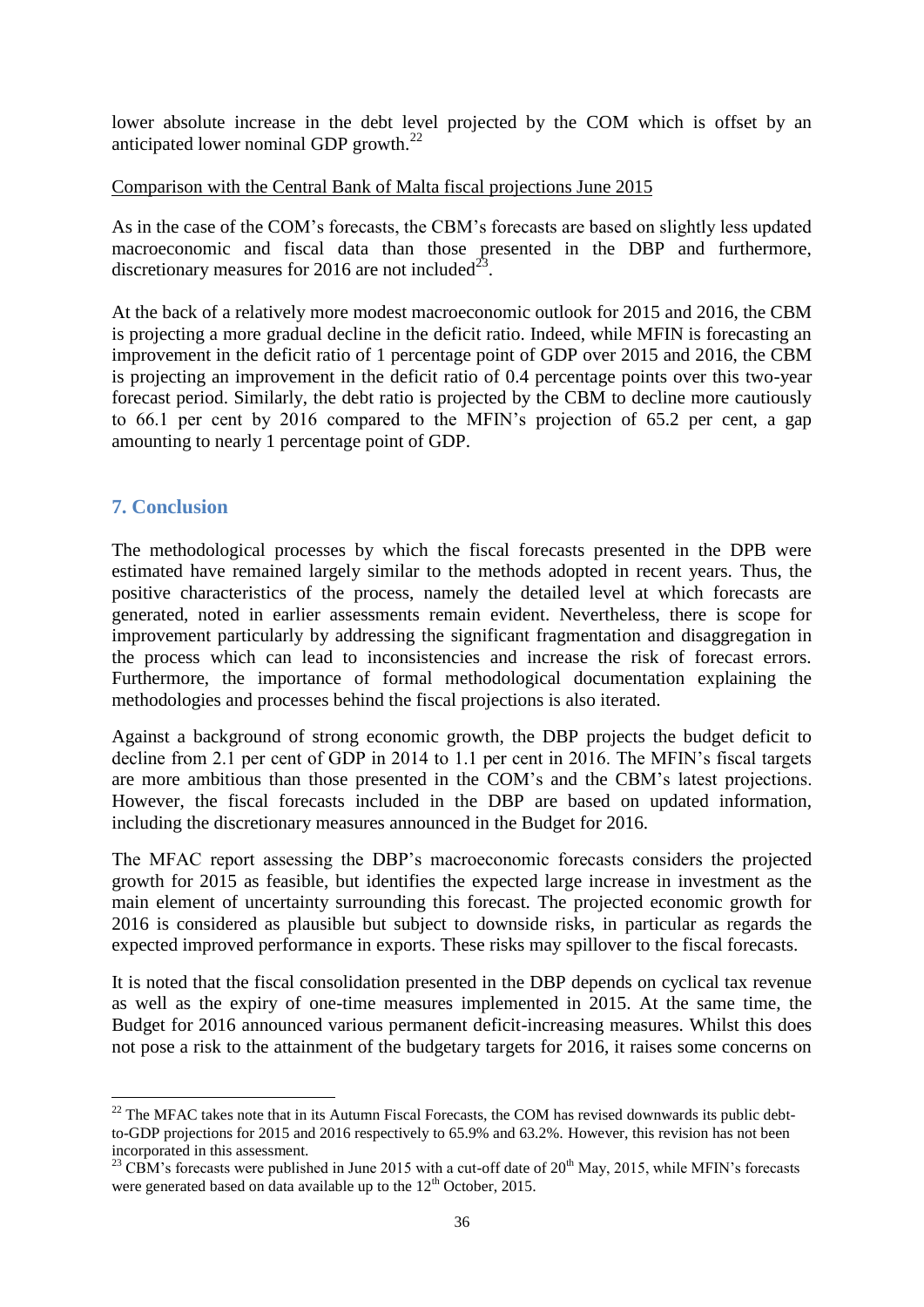lower absolute increase in the debt level projected by the COM which is offset by an anticipated lower nominal GDP growth.[22]

Comparison with the Central Bank of Malta fiscal projections June 2015

As in the case of the COM's forecasts, the CBM's forecasts are based on slightly less updated macroeconomic and fiscal data than those presented in the DBP and furthermore, discretionary measures for 2016 are not included[23].

At the back of a relatively more modest macroeconomic outlook for 2015 and 2016, the CBM is projecting a more gradual decline in the deficit ratio. Indeed, while MFIN is forecasting an improvement in the deficit ratio of 1 percentage point of GDP over 2015 and 2016, the CBM is projecting an improvement in the deficit ratio of 0.4 percentage points over this two-year forecast period. Similarly, the debt ratio is projected by the CBM to decline more cautiously to 66.1 per cent by 2016 compared to the MFIN's projection of 65.2 per cent, a gap amounting to nearly 1 percentage point of GDP.

## 7. Conclusion

The methodological processes by which the fiscal forecasts presented in the DPB were estimated have remained largely similar to the methods adopted in recent years. Thus, the positive characteristics of the process, namely the detailed level at which forecasts are generated, noted in earlier assessments remain evident. Nevertheless, there is scope for improvement particularly by addressing the significant fragmentation and disaggregation in the process which can lead to inconsistencies and increase the risk of forecast errors. Furthermore, the importance of formal methodological documentation explaining the methodologies and processes behind the fiscal projections is also iterated.

Against a background of strong economic growth, the DBP projects the budget deficit to decline from 2.1 per cent of GDP in 2014 to 1.1 per cent in 2016. The MFIN's fiscal targets are more ambitious than those presented in the COM's and the CBM's latest projections. However, the fiscal forecasts included in the DBP are based on updated information, including the discretionary measures announced in the Budget for 2016.

The MFAC report assessing the DBP's macroeconomic forecasts considers the projected growth for 2015 as feasible, but identifies the expected large increase in investment as the main element of uncertainty surrounding this forecast. The projected economic growth for 2016 is considered as plausible but subject to downside risks, in particular as regards the expected improved performance in exports. These risks may spillover to the fiscal forecasts.

It is noted that the fiscal consolidation presented in the DBP depends on cyclical tax revenue as well as the expiry of one-time measures implemented in 2015. At the same time, the Budget for 2016 announced various permanent deficit-increasing measures. Whilst this does not pose a risk to the attainment of the budgetary targets for 2016, it raises some concerns on

---

[22] The MFAC takes note that in its Autumn Fiscal Forecasts, the COM has revised downwards its public debt-to-GDP projections for 2015 and 2016 respectively to 65.9% and 63.2%. However, this revision has not been incorporated in this assessment.

[23] CBM's forecasts were published in June 2015 with a cut-off date of 20th May, 2015, while MFIN's forecasts were generated based on data available up to the 12th October, 2015.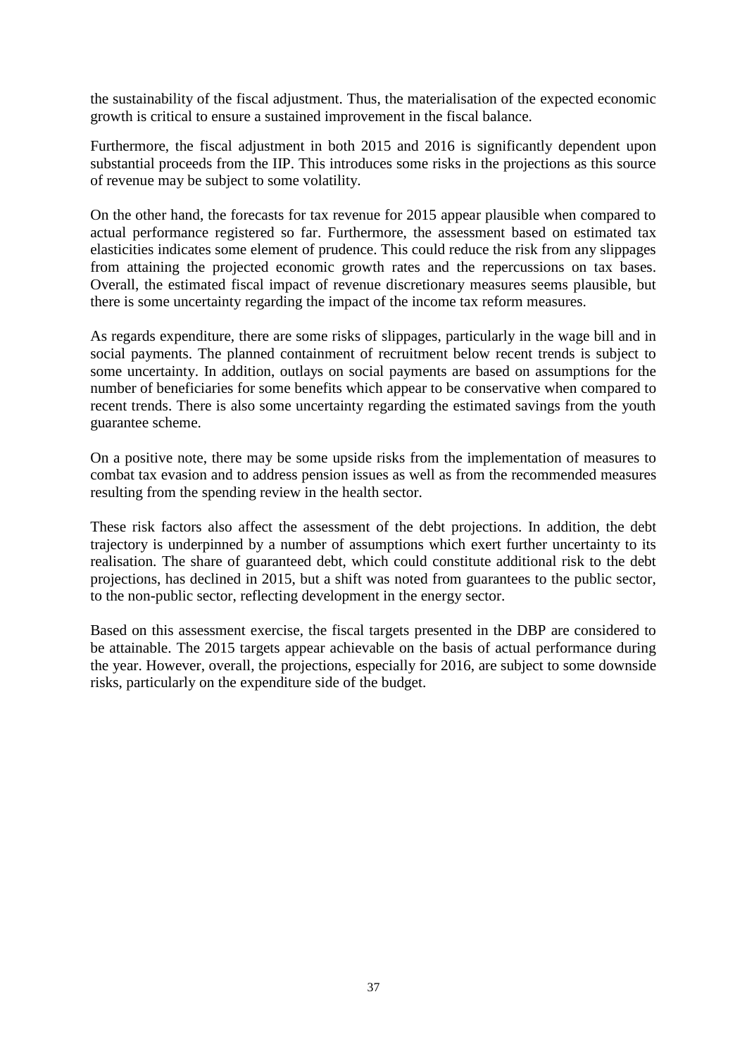the sustainability of the fiscal adjustment. Thus, the materialisation of the expected economic growth is critical to ensure a sustained improvement in the fiscal balance.

Furthermore, the fiscal adjustment in both 2015 and 2016 is significantly dependent upon substantial proceeds from the IIP. This introduces some risks in the projections as this source of revenue may be subject to some volatility.

On the other hand, the forecasts for tax revenue for 2015 appear plausible when compared to actual performance registered so far. Furthermore, the assessment based on estimated tax elasticities indicates some element of prudence. This could reduce the risk from any slippages from attaining the projected economic growth rates and the repercussions on tax bases. Overall, the estimated fiscal impact of revenue discretionary measures seems plausible, but there is some uncertainty regarding the impact of the income tax reform measures.

As regards expenditure, there are some risks of slippages, particularly in the wage bill and in social payments. The planned containment of recruitment below recent trends is subject to some uncertainty. In addition, outlays on social payments are based on assumptions for the number of beneficiaries for some benefits which appear to be conservative when compared to recent trends. There is also some uncertainty regarding the estimated savings from the youth guarantee scheme.

On a positive note, there may be some upside risks from the implementation of measures to combat tax evasion and to address pension issues as well as from the recommended measures resulting from the spending review in the health sector.

These risk factors also affect the assessment of the debt projections. In addition, the debt trajectory is underpinned by a number of assumptions which exert further uncertainty to its realisation. The share of guaranteed debt, which could constitute additional risk to the debt projections, has declined in 2015, but a shift was noted from guarantees to the public sector, to the non-public sector, reflecting development in the energy sector.

Based on this assessment exercise, the fiscal targets presented in the DBP are considered to be attainable. The 2015 targets appear achievable on the basis of actual performance during the year. However, overall, the projections, especially for 2016, are subject to some downside risks, particularly on the expenditure side of the budget.